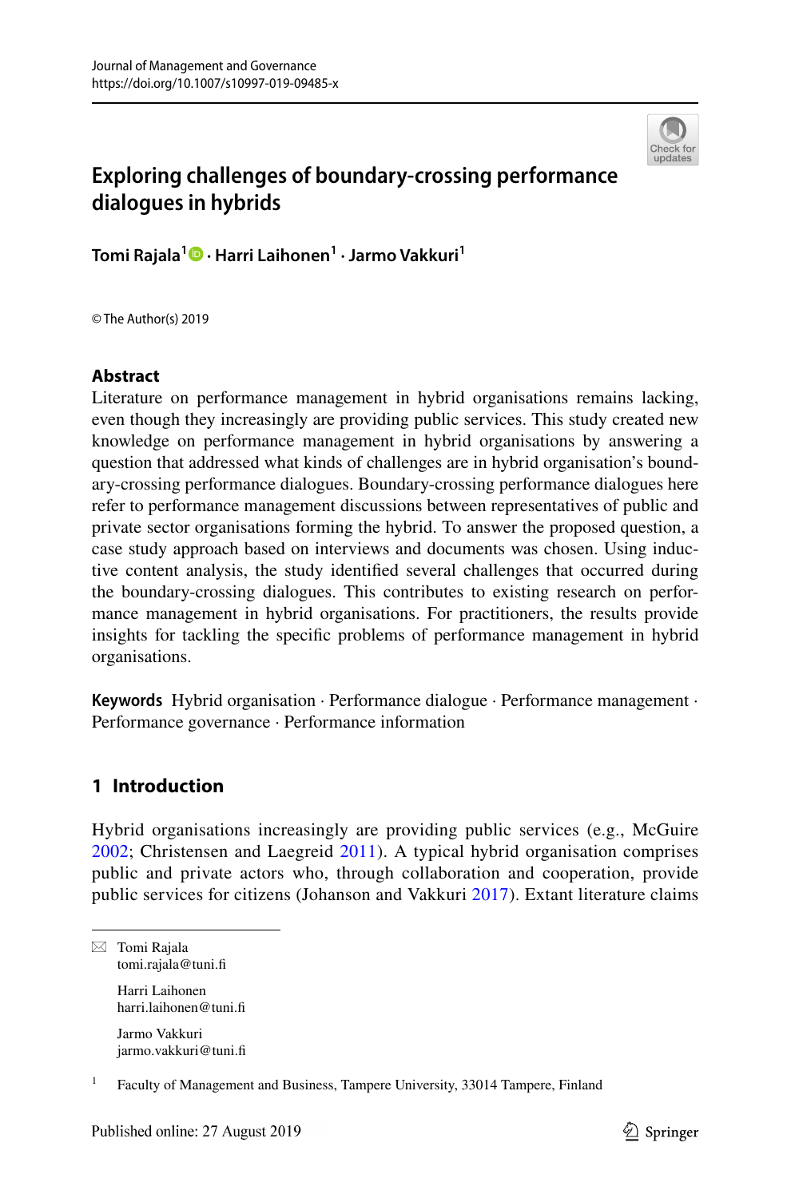# Exploring challenges of boundary-crossing performance dialogues in hybrids

**Tomi Rajala[1] · Harri Laihonen[1] · Jarmo Vakkuri[1]**

© The Author(s) 2019

## Abstract

Literature on performance management in hybrid organisations remains lacking, even though they increasingly are providing public services. This study created new knowledge on performance management in hybrid organisations by answering a question that addressed what kinds of challenges are in hybrid organisation's boundary-crossing performance dialogues. Boundary-crossing performance dialogues here refer to performance management discussions between representatives of public and private sector organisations forming the hybrid. To answer the proposed question, a case study approach based on interviews and documents was chosen. Using inductive content analysis, the study identified several challenges that occurred during the boundary-crossing dialogues. This contributes to existing research on performance management in hybrid organisations. For practitioners, the results provide insights for tackling the specific problems of performance management in hybrid organisations.

**Keywords** Hybrid organisation · Performance dialogue · Performance management · Performance governance · Performance information

## 1 Introduction

Hybrid organisations increasingly are providing public services (e.g., McGuire 2002; Christensen and Laegreid 2011). A typical hybrid organisation comprises public and private actors who, through collaboration and cooperation, provide public services for citizens (Johanson and Vakkuri 2017). Extant literature claims

---

✉ Tomi Rajala
tomi.rajala@tuni.fi

Harri Laihonen
harri.laihonen@tuni.fi

Jarmo Vakkuri
jarmo.vakkuri@tuni.fi

[1] Faculty of Management and Business, Tampere University, 33014 Tampere, Finland

Published online: 27 August 2019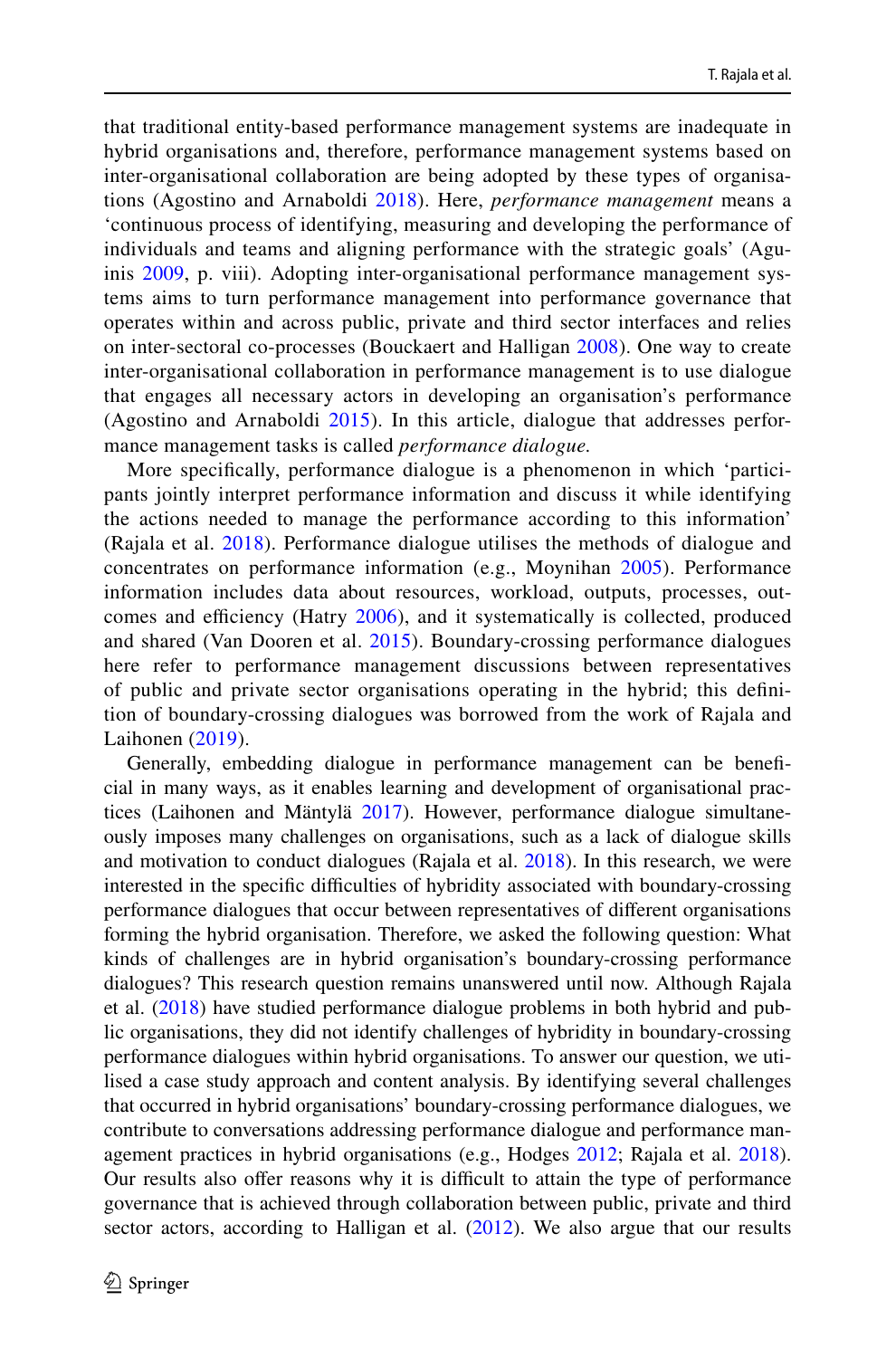that traditional entity-based performance management systems are inadequate in hybrid organisations and, therefore, performance management systems based on inter-organisational collaboration are being adopted by these types of organisations (Agostino and Arnaboldi 2018). Here, *performance management* means a 'continuous process of identifying, measuring and developing the performance of individuals and teams and aligning performance with the strategic goals' (Aguinis 2009, p. viii). Adopting inter-organisational performance management systems aims to turn performance management into performance governance that operates within and across public, private and third sector interfaces and relies on inter-sectoral co-processes (Bouckaert and Halligan 2008). One way to create inter-organisational collaboration in performance management is to use dialogue that engages all necessary actors in developing an organisation's performance (Agostino and Arnaboldi 2015). In this article, dialogue that addresses performance management tasks is called *performance dialogue.*

More specifically, performance dialogue is a phenomenon in which 'participants jointly interpret performance information and discuss it while identifying the actions needed to manage the performance according to this information' (Rajala et al. 2018). Performance dialogue utilises the methods of dialogue and concentrates on performance information (e.g., Moynihan 2005). Performance information includes data about resources, workload, outputs, processes, outcomes and efficiency (Hatry 2006), and it systematically is collected, produced and shared (Van Dooren et al. 2015). Boundary-crossing performance dialogues here refer to performance management discussions between representatives of public and private sector organisations operating in the hybrid; this definition of boundary-crossing dialogues was borrowed from the work of Rajala and Laihonen (2019).

Generally, embedding dialogue in performance management can be beneficial in many ways, as it enables learning and development of organisational practices (Laihonen and Mäntylä 2017). However, performance dialogue simultaneously imposes many challenges on organisations, such as a lack of dialogue skills and motivation to conduct dialogues (Rajala et al. 2018). In this research, we were interested in the specific difficulties of hybridity associated with boundary-crossing performance dialogues that occur between representatives of different organisations forming the hybrid organisation. Therefore, we asked the following question: What kinds of challenges are in hybrid organisation's boundary-crossing performance dialogues? This research question remains unanswered until now. Although Rajala et al. (2018) have studied performance dialogue problems in both hybrid and public organisations, they did not identify challenges of hybridity in boundary-crossing performance dialogues within hybrid organisations. To answer our question, we utilised a case study approach and content analysis. By identifying several challenges that occurred in hybrid organisations' boundary-crossing performance dialogues, we contribute to conversations addressing performance dialogue and performance management practices in hybrid organisations (e.g., Hodges 2012; Rajala et al. 2018). Our results also offer reasons why it is difficult to attain the type of performance governance that is achieved through collaboration between public, private and third sector actors, according to Halligan et al. (2012). We also argue that our results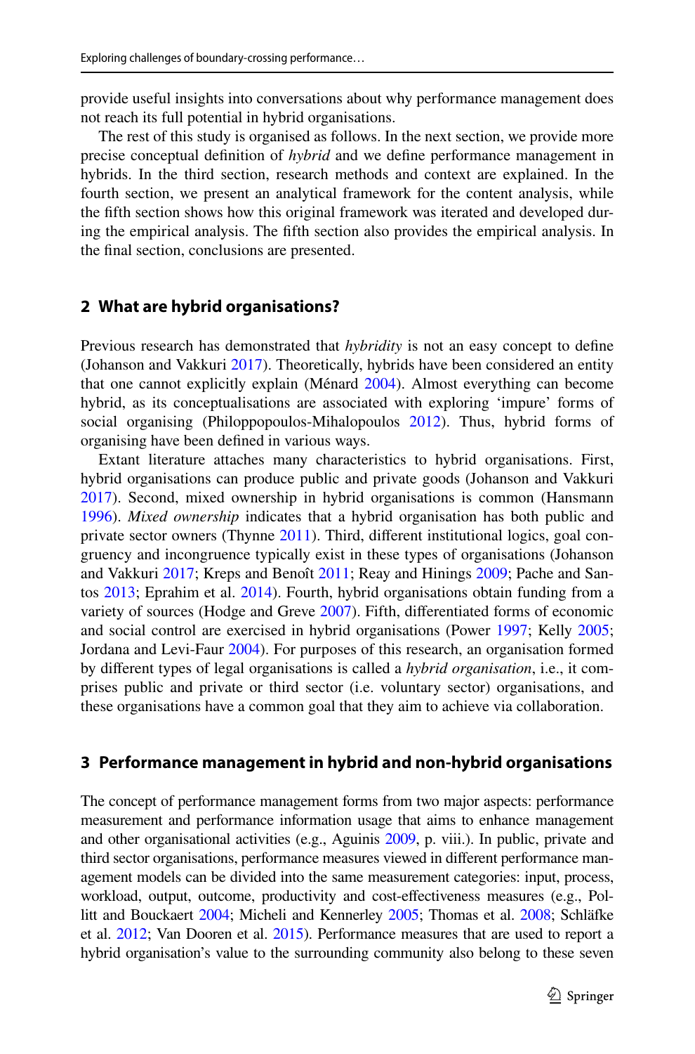provide useful insights into conversations about why performance management does not reach its full potential in hybrid organisations.

The rest of this study is organised as follows. In the next section, we provide more precise conceptual definition of *hybrid* and we define performance management in hybrids. In the third section, research methods and context are explained. In the fourth section, we present an analytical framework for the content analysis, while the fifth section shows how this original framework was iterated and developed during the empirical analysis. The fifth section also provides the empirical analysis. In the final section, conclusions are presented.

## 2 What are hybrid organisations?

Previous research has demonstrated that *hybridity* is not an easy concept to define (Johanson and Vakkuri 2017). Theoretically, hybrids have been considered an entity that one cannot explicitly explain (Ménard 2004). Almost everything can become hybrid, as its conceptualisations are associated with exploring 'impure' forms of social organising (Philoppopoulos-Mihalopoulos 2012). Thus, hybrid forms of organising have been defined in various ways.

Extant literature attaches many characteristics to hybrid organisations. First, hybrid organisations can produce public and private goods (Johanson and Vakkuri 2017). Second, mixed ownership in hybrid organisations is common (Hansmann 1996). *Mixed ownership* indicates that a hybrid organisation has both public and private sector owners (Thynne 2011). Third, different institutional logics, goal congruency and incongruence typically exist in these types of organisations (Johanson and Vakkuri 2017; Kreps and Benoît 2011; Reay and Hinings 2009; Pache and Santos 2013; Eprahim et al. 2014). Fourth, hybrid organisations obtain funding from a variety of sources (Hodge and Greve 2007). Fifth, differentiated forms of economic and social control are exercised in hybrid organisations (Power 1997; Kelly 2005; Jordana and Levi-Faur 2004). For purposes of this research, an organisation formed by different types of legal organisations is called a *hybrid organisation*, i.e., it comprises public and private or third sector (i.e. voluntary sector) organisations, and these organisations have a common goal that they aim to achieve via collaboration.

## 3 Performance management in hybrid and non-hybrid organisations

The concept of performance management forms from two major aspects: performance measurement and performance information usage that aims to enhance management and other organisational activities (e.g., Aguinis 2009, p. viii.). In public, private and third sector organisations, performance measures viewed in different performance management models can be divided into the same measurement categories: input, process, workload, output, outcome, productivity and cost-effectiveness measures (e.g., Pollitt and Bouckaert 2004; Micheli and Kennerley 2005; Thomas et al. 2008; Schläfke et al. 2012; Van Dooren et al. 2015). Performance measures that are used to report a hybrid organisation's value to the surrounding community also belong to these seven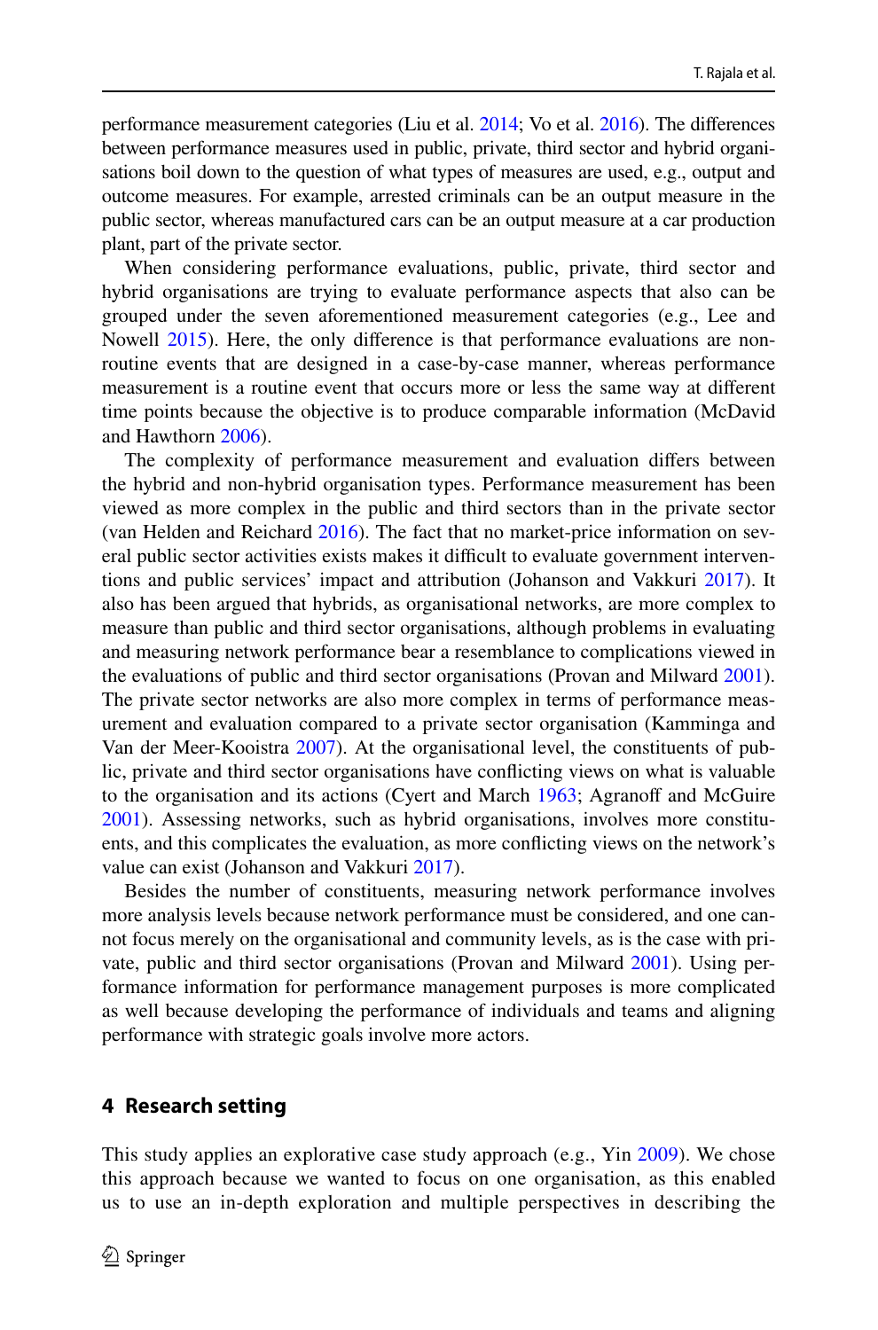performance measurement categories (Liu et al. 2014; Vo et al. 2016). The differences between performance measures used in public, private, third sector and hybrid organisations boil down to the question of what types of measures are used, e.g., output and outcome measures. For example, arrested criminals can be an output measure in the public sector, whereas manufactured cars can be an output measure at a car production plant, part of the private sector.

When considering performance evaluations, public, private, third sector and hybrid organisations are trying to evaluate performance aspects that also can be grouped under the seven aforementioned measurement categories (e.g., Lee and Nowell 2015). Here, the only difference is that performance evaluations are non-routine events that are designed in a case-by-case manner, whereas performance measurement is a routine event that occurs more or less the same way at different time points because the objective is to produce comparable information (McDavid and Hawthorn 2006).

The complexity of performance measurement and evaluation differs between the hybrid and non-hybrid organisation types. Performance measurement has been viewed as more complex in the public and third sectors than in the private sector (van Helden and Reichard 2016). The fact that no market-price information on several public sector activities exists makes it difficult to evaluate government interventions and public services' impact and attribution (Johanson and Vakkuri 2017). It also has been argued that hybrids, as organisational networks, are more complex to measure than public and third sector organisations, although problems in evaluating and measuring network performance bear a resemblance to complications viewed in the evaluations of public and third sector organisations (Provan and Milward 2001). The private sector networks are also more complex in terms of performance measurement and evaluation compared to a private sector organisation (Kamminga and Van der Meer-Kooistra 2007). At the organisational level, the constituents of public, private and third sector organisations have conflicting views on what is valuable to the organisation and its actions (Cyert and March 1963; Agranoff and McGuire 2001). Assessing networks, such as hybrid organisations, involves more constituents, and this complicates the evaluation, as more conflicting views on the network's value can exist (Johanson and Vakkuri 2017).

Besides the number of constituents, measuring network performance involves more analysis levels because network performance must be considered, and one cannot focus merely on the organisational and community levels, as is the case with private, public and third sector organisations (Provan and Milward 2001). Using performance information for performance management purposes is more complicated as well because developing the performance of individuals and teams and aligning performance with strategic goals involve more actors.

## 4 Research setting

This study applies an explorative case study approach (e.g., Yin 2009). We chose this approach because we wanted to focus on one organisation, as this enabled us to use an in-depth exploration and multiple perspectives in describing the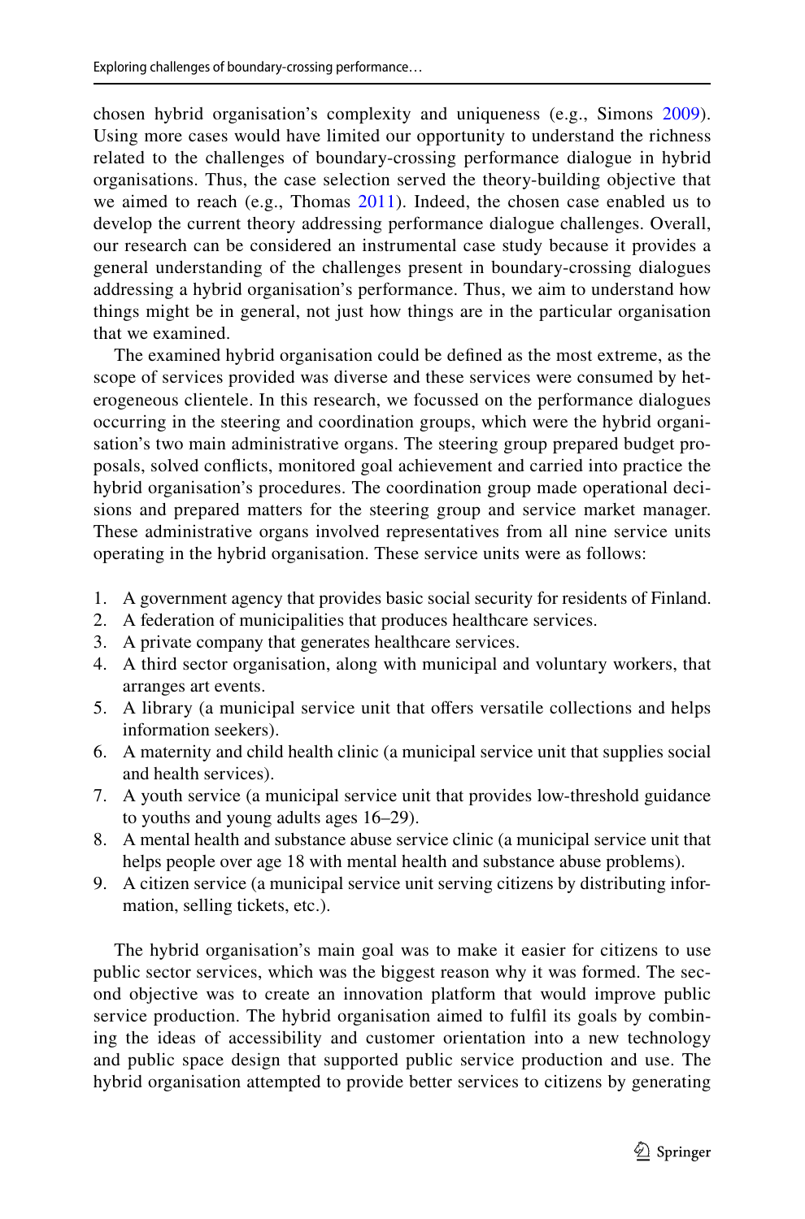chosen hybrid organisation's complexity and uniqueness (e.g., Simons 2009). Using more cases would have limited our opportunity to understand the richness related to the challenges of boundary-crossing performance dialogue in hybrid organisations. Thus, the case selection served the theory-building objective that we aimed to reach (e.g., Thomas 2011). Indeed, the chosen case enabled us to develop the current theory addressing performance dialogue challenges. Overall, our research can be considered an instrumental case study because it provides a general understanding of the challenges present in boundary-crossing dialogues addressing a hybrid organisation's performance. Thus, we aim to understand how things might be in general, not just how things are in the particular organisation that we examined.

The examined hybrid organisation could be defined as the most extreme, as the scope of services provided was diverse and these services were consumed by heterogeneous clientele. In this research, we focussed on the performance dialogues occurring in the steering and coordination groups, which were the hybrid organisation's two main administrative organs. The steering group prepared budget proposals, solved conflicts, monitored goal achievement and carried into practice the hybrid organisation's procedures. The coordination group made operational decisions and prepared matters for the steering group and service market manager. These administrative organs involved representatives from all nine service units operating in the hybrid organisation. These service units were as follows:

1. A government agency that provides basic social security for residents of Finland.
2. A federation of municipalities that produces healthcare services.
3. A private company that generates healthcare services.
4. A third sector organisation, along with municipal and voluntary workers, that arranges art events.
5. A library (a municipal service unit that offers versatile collections and helps information seekers).
6. A maternity and child health clinic (a municipal service unit that supplies social and health services).
7. A youth service (a municipal service unit that provides low-threshold guidance to youths and young adults ages 16–29).
8. A mental health and substance abuse service clinic (a municipal service unit that helps people over age 18 with mental health and substance abuse problems).
9. A citizen service (a municipal service unit serving citizens by distributing information, selling tickets, etc.).

The hybrid organisation's main goal was to make it easier for citizens to use public sector services, which was the biggest reason why it was formed. The second objective was to create an innovation platform that would improve public service production. The hybrid organisation aimed to fulfil its goals by combining the ideas of accessibility and customer orientation into a new technology and public space design that supported public service production and use. The hybrid organisation attempted to provide better services to citizens by generating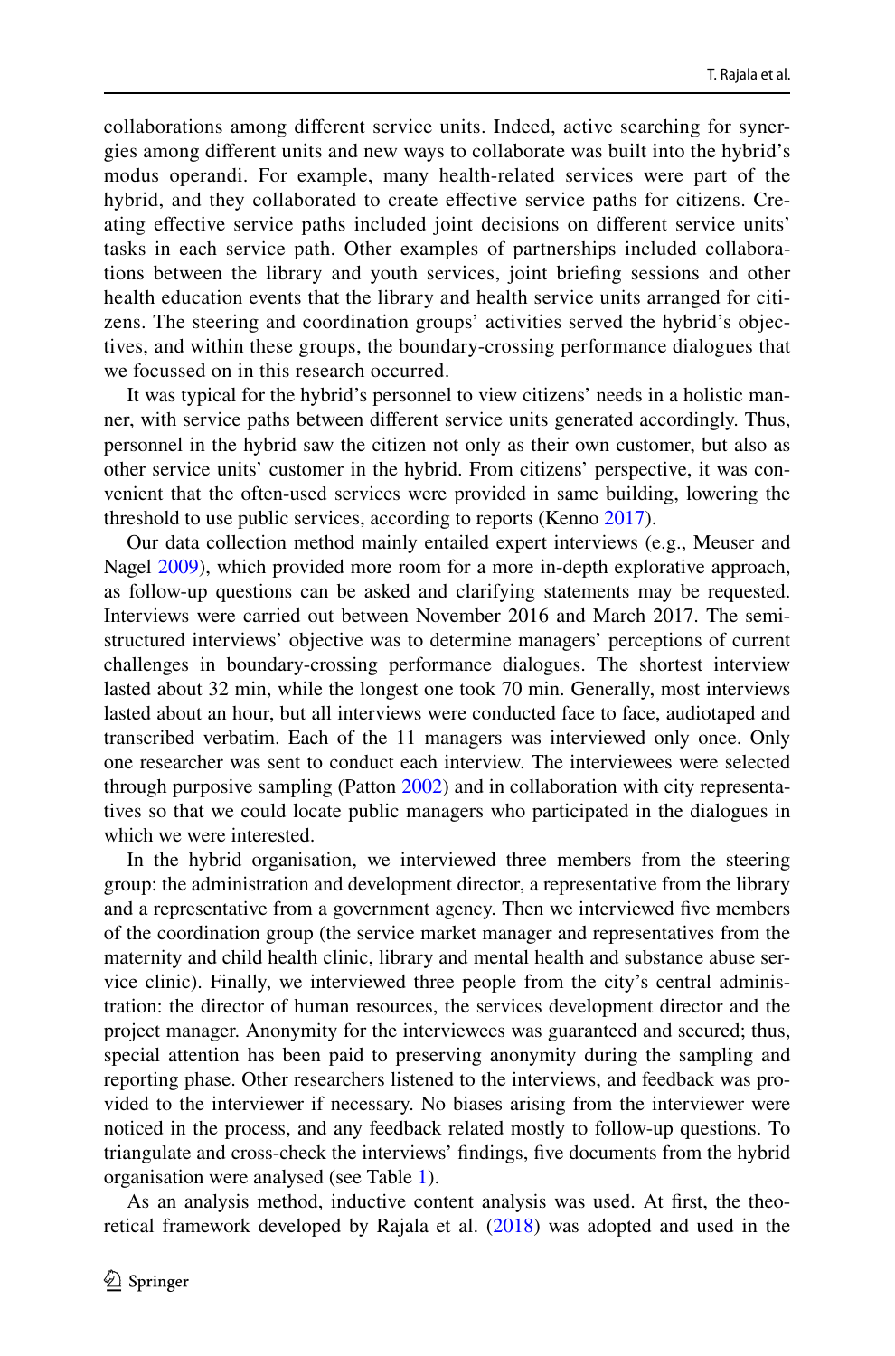collaborations among different service units. Indeed, active searching for synergies among different units and new ways to collaborate was built into the hybrid's modus operandi. For example, many health-related services were part of the hybrid, and they collaborated to create effective service paths for citizens. Creating effective service paths included joint decisions on different service units' tasks in each service path. Other examples of partnerships included collaborations between the library and youth services, joint briefing sessions and other health education events that the library and health service units arranged for citizens. The steering and coordination groups' activities served the hybrid's objectives, and within these groups, the boundary-crossing performance dialogues that we focussed on in this research occurred.

It was typical for the hybrid's personnel to view citizens' needs in a holistic manner, with service paths between different service units generated accordingly. Thus, personnel in the hybrid saw the citizen not only as their own customer, but also as other service units' customer in the hybrid. From citizens' perspective, it was convenient that the often-used services were provided in same building, lowering the threshold to use public services, according to reports (Kenno 2017).

Our data collection method mainly entailed expert interviews (e.g., Meuser and Nagel 2009), which provided more room for a more in-depth explorative approach, as follow-up questions can be asked and clarifying statements may be requested. Interviews were carried out between November 2016 and March 2017. The semi-structured interviews' objective was to determine managers' perceptions of current challenges in boundary-crossing performance dialogues. The shortest interview lasted about 32 min, while the longest one took 70 min. Generally, most interviews lasted about an hour, but all interviews were conducted face to face, audiotaped and transcribed verbatim. Each of the 11 managers was interviewed only once. Only one researcher was sent to conduct each interview. The interviewees were selected through purposive sampling (Patton 2002) and in collaboration with city representatives so that we could locate public managers who participated in the dialogues in which we were interested.

In the hybrid organisation, we interviewed three members from the steering group: the administration and development director, a representative from the library and a representative from a government agency. Then we interviewed five members of the coordination group (the service market manager and representatives from the maternity and child health clinic, library and mental health and substance abuse service clinic). Finally, we interviewed three people from the city's central administration: the director of human resources, the services development director and the project manager. Anonymity for the interviewees was guaranteed and secured; thus, special attention has been paid to preserving anonymity during the sampling and reporting phase. Other researchers listened to the interviews, and feedback was provided to the interviewer if necessary. No biases arising from the interviewer were noticed in the process, and any feedback related mostly to follow-up questions. To triangulate and cross-check the interviews' findings, five documents from the hybrid organisation were analysed (see Table 1).

As an analysis method, inductive content analysis was used. At first, the theoretical framework developed by Rajala et al. (2018) was adopted and used in the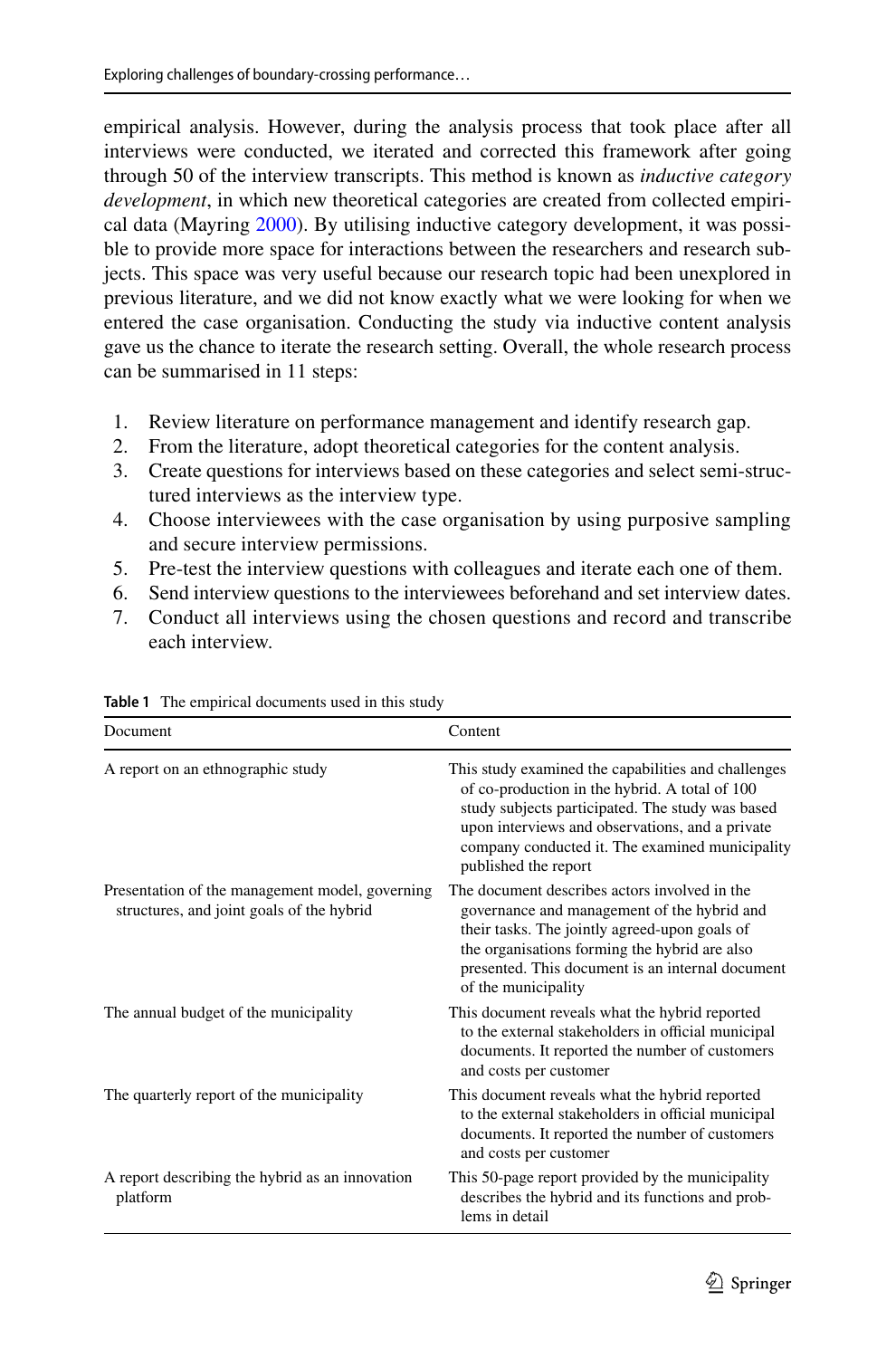empirical analysis. However, during the analysis process that took place after all interviews were conducted, we iterated and corrected this framework after going through 50 of the interview transcripts. This method is known as *inductive category development*, in which new theoretical categories are created from collected empirical data (Mayring 2000). By utilising inductive category development, it was possible to provide more space for interactions between the researchers and research subjects. This space was very useful because our research topic had been unexplored in previous literature, and we did not know exactly what we were looking for when we entered the case organisation. Conducting the study via inductive content analysis gave us the chance to iterate the research setting. Overall, the whole research process can be summarised in 11 steps:

1. Review literature on performance management and identify research gap.
2. From the literature, adopt theoretical categories for the content analysis.
3. Create questions for interviews based on these categories and select semi-structured interviews as the interview type.
4. Choose interviewees with the case organisation by using purposive sampling and secure interview permissions.
5. Pre-test the interview questions with colleagues and iterate each one of them.
6. Send interview questions to the interviewees beforehand and set interview dates.
7. Conduct all interviews using the chosen questions and record and transcribe each interview.

**Table 1** The empirical documents used in this study

| Document | Content |
|---|---|
| A report on an ethnographic study | This study examined the capabilities and challenges of co-production in the hybrid. A total of 100 study subjects participated. The study was based upon interviews and observations, and a private company conducted it. The examined municipality published the report |
| Presentation of the management model, governing structures, and joint goals of the hybrid | The document describes actors involved in the governance and management of the hybrid and their tasks. The jointly agreed-upon goals of the organisations forming the hybrid are also presented. This document is an internal document of the municipality |
| The annual budget of the municipality | This document reveals what the hybrid reported to the external stakeholders in official municipal documents. It reported the number of customers and costs per customer |
| The quarterly report of the municipality | This document reveals what the hybrid reported to the external stakeholders in official municipal documents. It reported the number of customers and costs per customer |
| A report describing the hybrid as an innovation platform | This 50-page report provided by the municipality describes the hybrid and its functions and problems in detail |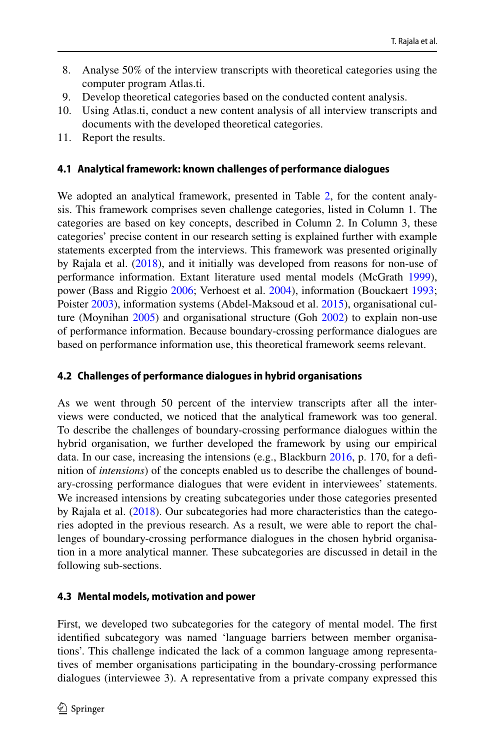8. Analyse 50% of the interview transcripts with theoretical categories using the computer program Atlas.ti.
9. Develop theoretical categories based on the conducted content analysis.
10. Using Atlas.ti, conduct a new content analysis of all interview transcripts and documents with the developed theoretical categories.
11. Report the results.

### 4.1 Analytical framework: known challenges of performance dialogues

We adopted an analytical framework, presented in Table 2, for the content analysis. This framework comprises seven challenge categories, listed in Column 1. The categories are based on key concepts, described in Column 2. In Column 3, these categories' precise content in our research setting is explained further with example statements excerpted from the interviews. This framework was presented originally by Rajala et al. (2018), and it initially was developed from reasons for non-use of performance information. Extant literature used mental models (McGrath 1999), power (Bass and Riggio 2006; Verhoest et al. 2004), information (Bouckaert 1993; Poister 2003), information systems (Abdel-Maksoud et al. 2015), organisational culture (Moynihan 2005) and organisational structure (Goh 2002) to explain non-use of performance information. Because boundary-crossing performance dialogues are based on performance information use, this theoretical framework seems relevant.

### 4.2 Challenges of performance dialogues in hybrid organisations

As we went through 50 percent of the interview transcripts after all the interviews were conducted, we noticed that the analytical framework was too general. To describe the challenges of boundary-crossing performance dialogues within the hybrid organisation, we further developed the framework by using our empirical data. In our case, increasing the intensions (e.g., Blackburn 2016, p. 170, for a definition of *intensions*) of the concepts enabled us to describe the challenges of boundary-crossing performance dialogues that were evident in interviewees' statements. We increased intensions by creating subcategories under those categories presented by Rajala et al. (2018). Our subcategories had more characteristics than the categories adopted in the previous research. As a result, we were able to report the challenges of boundary-crossing performance dialogues in the chosen hybrid organisation in a more analytical manner. These subcategories are discussed in detail in the following sub-sections.

### 4.3 Mental models, motivation and power

First, we developed two subcategories for the category of mental model. The first identified subcategory was named 'language barriers between member organisations'. This challenge indicated the lack of a common language among representatives of member organisations participating in the boundary-crossing performance dialogues (interviewee 3). A representative from a private company expressed this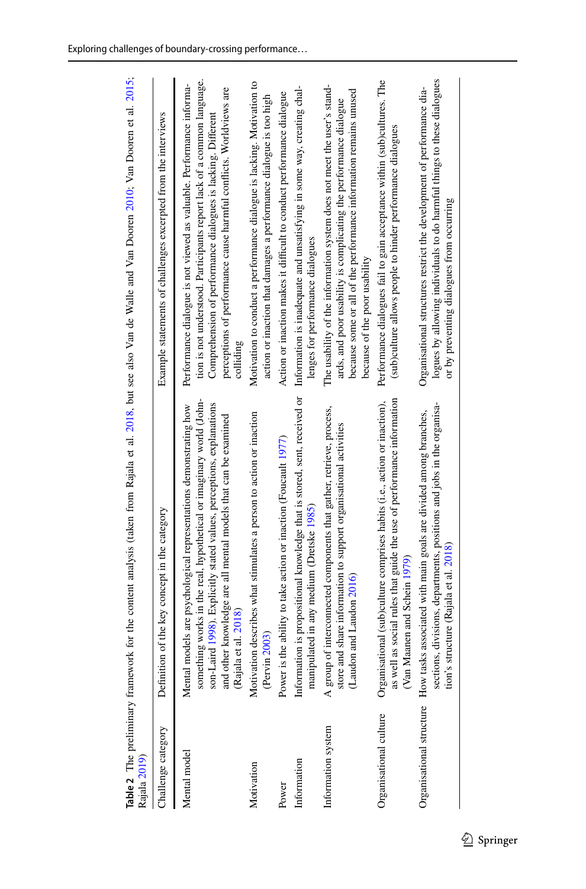**Table 2** The preliminary framework for the content analysis (taken from Rajala et al. 2018, but see also Van de Walle and Van Dooren 2010; Van Dooren et al. 2015; Rajala 2019)

| Challenge category | Definition of the key concept in the category | Example statements of challenges excerpted from the interviews |
|---|---|---|
| Mental model | Mental models are psychological representations demonstrating how something works in the real, hypothetical or imaginary world (Johnson-Laird 1998). Explicitly stated values, perceptions, explanations and other knowledge are all mental models that can be examined (Rajala et al. 2018) | Performance dialogue is not viewed as valuable. Performance information is not understood. Participants report lack of a common language. Comprehension of performance dialogues is lacking. Different perceptions of performance cause harmful conflicts. Worldviews are colliding |
| Motivation | Motivation describes what stimulates a person to action or inaction (Pervin 2003) | Motivation to conduct a performance dialogue is lacking. Motivation to action or inaction that damages a performance dialogue is too high |
| Power | Power is the ability to take action or inaction (Foucault 1977) | Action or inaction makes it difficult to conduct performance dialogue |
| Information | Information is propositional knowledge that is stored, sent, received or manipulated in any medium (Dretske 1985) | Information is inadequate and unsatisfying in some way, creating challenges for performance dialogues |
| Information system | A group of interconnected components that gather, retrieve, process, store and share information to support organisational activities (Laudon and Laudon 2016) | The usability of the information system does not meet the user's standards, and poor usability is complicating the performance dialogue because some or all of the performance information remains unused because of the poor usability |
| Organisational culture | Organisational (sub)culture comprises habits (i.e., action or inaction), as well as social rules that guide the use of performance information (Van Maanen and Schein 1979) | Performance dialogues fail to gain acceptance within (sub)cultures. The (sub)culture allows people to hinder performance dialogues |
| Organisational structure | How tasks associated with main goals are divided among branches, sections, divisions, departments, positions and jobs in the organisation's structure (Rajala et al. 2018) | Organisational structures restrict the development of performance dialogues by allowing individuals to do harmful things to these dialogues or by preventing dialogues from occurring |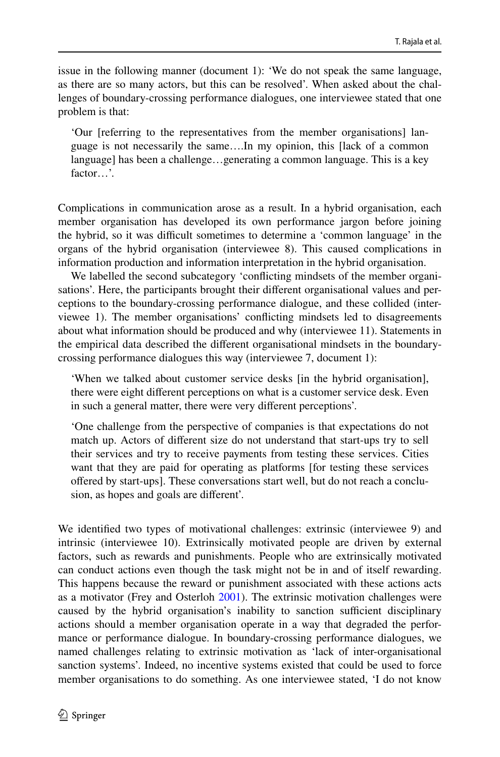issue in the following manner (document 1): 'We do not speak the same language, as there are so many actors, but this can be resolved'. When asked about the challenges of boundary-crossing performance dialogues, one interviewee stated that one problem is that:

> 'Our [referring to the representatives from the member organisations] language is not necessarily the same….In my opinion, this [lack of a common language] has been a challenge…generating a common language. This is a key factor…'.

Complications in communication arose as a result. In a hybrid organisation, each member organisation has developed its own performance jargon before joining the hybrid, so it was difficult sometimes to determine a 'common language' in the organs of the hybrid organisation (interviewee 8). This caused complications in information production and information interpretation in the hybrid organisation.

We labelled the second subcategory 'conflicting mindsets of the member organisations'. Here, the participants brought their different organisational values and perceptions to the boundary-crossing performance dialogue, and these collided (interviewee 1). The member organisations' conflicting mindsets led to disagreements about what information should be produced and why (interviewee 11). Statements in the empirical data described the different organisational mindsets in the boundary-crossing performance dialogues this way (interviewee 7, document 1):

> 'When we talked about customer service desks [in the hybrid organisation], there were eight different perceptions on what is a customer service desk. Even in such a general matter, there were very different perceptions'.

> 'One challenge from the perspective of companies is that expectations do not match up. Actors of different size do not understand that start-ups try to sell their services and try to receive payments from testing these services. Cities want that they are paid for operating as platforms [for testing these services offered by start-ups]. These conversations start well, but do not reach a conclusion, as hopes and goals are different'.

We identified two types of motivational challenges: extrinsic (interviewee 9) and intrinsic (interviewee 10). Extrinsically motivated people are driven by external factors, such as rewards and punishments. People who are extrinsically motivated can conduct actions even though the task might not be in and of itself rewarding. This happens because the reward or punishment associated with these actions acts as a motivator (Frey and Osterloh 2001). The extrinsic motivation challenges were caused by the hybrid organisation's inability to sanction sufficient disciplinary actions should a member organisation operate in a way that degraded the performance or performance dialogue. In boundary-crossing performance dialogues, we named challenges relating to extrinsic motivation as 'lack of inter-organisational sanction systems'. Indeed, no incentive systems existed that could be used to force member organisations to do something. As one interviewee stated, 'I do not know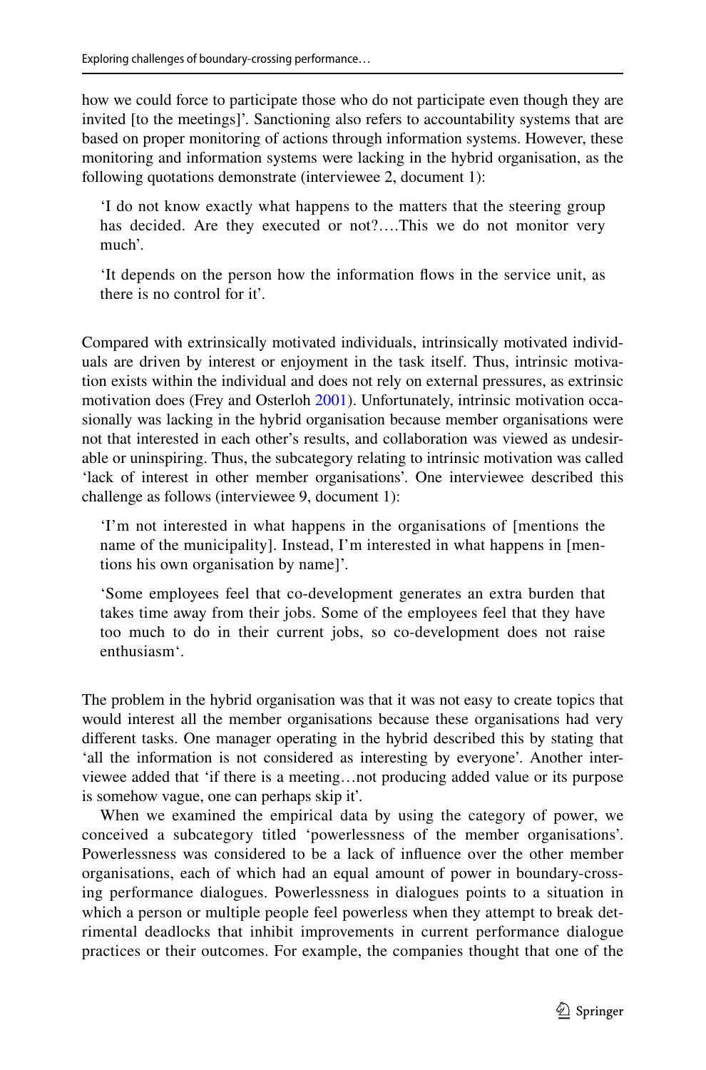how we could force to participate those who do not participate even though they are invited [to the meetings]'. Sanctioning also refers to accountability systems that are based on proper monitoring of actions through information systems. However, these monitoring and information systems were lacking in the hybrid organisation, as the following quotations demonstrate (interviewee 2, document 1):

> 'I do not know exactly what happens to the matters that the steering group has decided. Are they executed or not?….This we do not monitor very much'.
>
> 'It depends on the person how the information flows in the service unit, as there is no control for it'.

Compared with extrinsically motivated individuals, intrinsically motivated individuals are driven by interest or enjoyment in the task itself. Thus, intrinsic motivation exists within the individual and does not rely on external pressures, as extrinsic motivation does (Frey and Osterloh 2001). Unfortunately, intrinsic motivation occasionally was lacking in the hybrid organisation because member organisations were not that interested in each other's results, and collaboration was viewed as undesirable or uninspiring. Thus, the subcategory relating to intrinsic motivation was called 'lack of interest in other member organisations'. One interviewee described this challenge as follows (interviewee 9, document 1):

> 'I'm not interested in what happens in the organisations of [mentions the name of the municipality]. Instead, I'm interested in what happens in [mentions his own organisation by name]'.
>
> 'Some employees feel that co-development generates an extra burden that takes time away from their jobs. Some of the employees feel that they have too much to do in their current jobs, so co-development does not raise enthusiasm'.

The problem in the hybrid organisation was that it was not easy to create topics that would interest all the member organisations because these organisations had very different tasks. One manager operating in the hybrid described this by stating that 'all the information is not considered as interesting by everyone'. Another interviewee added that 'if there is a meeting…not producing added value or its purpose is somehow vague, one can perhaps skip it'.

When we examined the empirical data by using the category of power, we conceived a subcategory titled 'powerlessness of the member organisations'. Powerlessness was considered to be a lack of influence over the other member organisations, each of which had an equal amount of power in boundary-crossing performance dialogues. Powerlessness in dialogues points to a situation in which a person or multiple people feel powerless when they attempt to break detrimental deadlocks that inhibit improvements in current performance dialogue practices or their outcomes. For example, the companies thought that one of the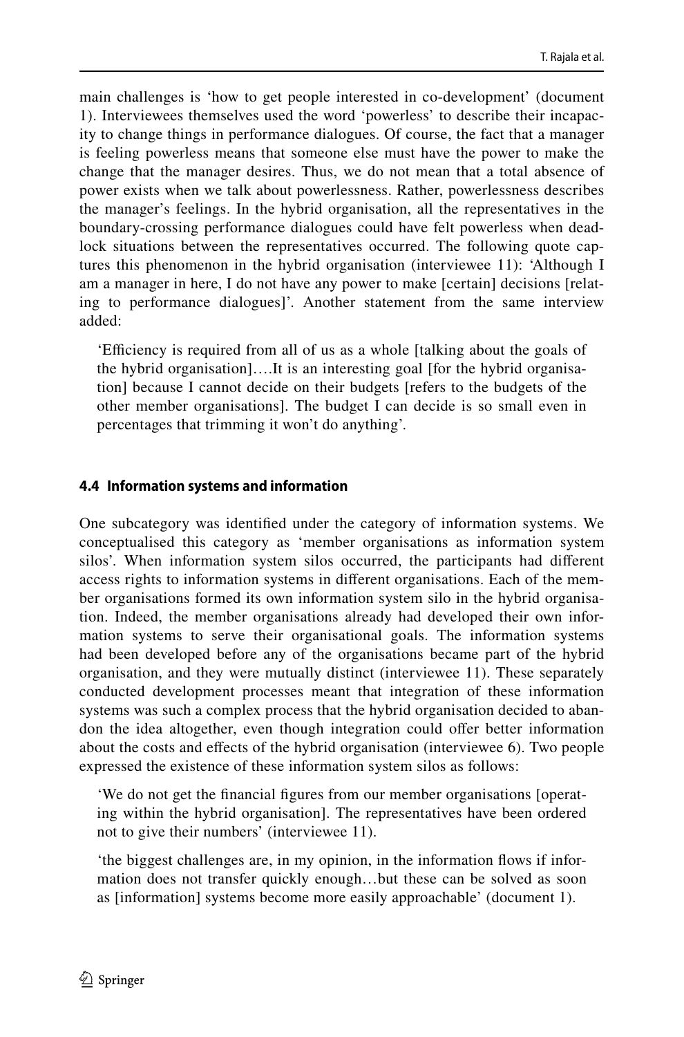main challenges is 'how to get people interested in co-development' (document 1). Interviewees themselves used the word 'powerless' to describe their incapacity to change things in performance dialogues. Of course, the fact that a manager is feeling powerless means that someone else must have the power to make the change that the manager desires. Thus, we do not mean that a total absence of power exists when we talk about powerlessness. Rather, powerlessness describes the manager's feelings. In the hybrid organisation, all the representatives in the boundary-crossing performance dialogues could have felt powerless when deadlock situations between the representatives occurred. The following quote captures this phenomenon in the hybrid organisation (interviewee 11): 'Although I am a manager in here, I do not have any power to make [certain] decisions [relating to performance dialogues]'. Another statement from the same interview added:

> 'Efficiency is required from all of us as a whole [talking about the goals of the hybrid organisation]….It is an interesting goal [for the hybrid organisation] because I cannot decide on their budgets [refers to the budgets of the other member organisations]. The budget I can decide is so small even in percentages that trimming it won't do anything'.

### 4.4 Information systems and information

One subcategory was identified under the category of information systems. We conceptualised this category as 'member organisations as information system silos'. When information system silos occurred, the participants had different access rights to information systems in different organisations. Each of the member organisations formed its own information system silo in the hybrid organisation. Indeed, the member organisations already had developed their own information systems to serve their organisational goals. The information systems had been developed before any of the organisations became part of the hybrid organisation, and they were mutually distinct (interviewee 11). These separately conducted development processes meant that integration of these information systems was such a complex process that the hybrid organisation decided to abandon the idea altogether, even though integration could offer better information about the costs and effects of the hybrid organisation (interviewee 6). Two people expressed the existence of these information system silos as follows:

> 'We do not get the financial figures from our member organisations [operating within the hybrid organisation]. The representatives have been ordered not to give their numbers' (interviewee 11).

> 'the biggest challenges are, in my opinion, in the information flows if information does not transfer quickly enough…but these can be solved as soon as [information] systems become more easily approachable' (document 1).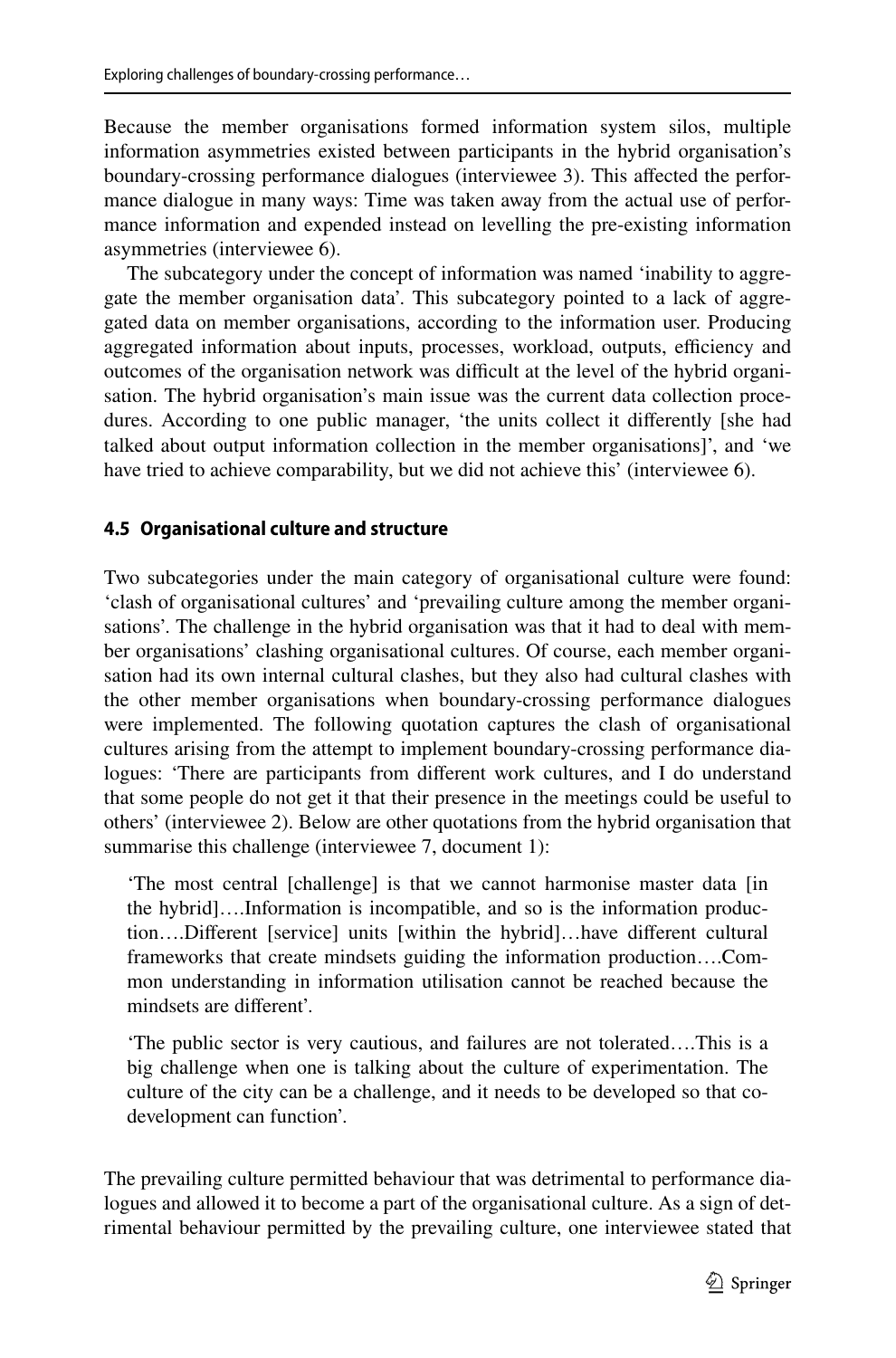Because the member organisations formed information system silos, multiple information asymmetries existed between participants in the hybrid organisation's boundary-crossing performance dialogues (interviewee 3). This affected the performance dialogue in many ways: Time was taken away from the actual use of performance information and expended instead on levelling the pre-existing information asymmetries (interviewee 6).

The subcategory under the concept of information was named 'inability to aggregate the member organisation data'. This subcategory pointed to a lack of aggregated data on member organisations, according to the information user. Producing aggregated information about inputs, processes, workload, outputs, efficiency and outcomes of the organisation network was difficult at the level of the hybrid organisation. The hybrid organisation's main issue was the current data collection procedures. According to one public manager, 'the units collect it differently [she had talked about output information collection in the member organisations]', and 'we have tried to achieve comparability, but we did not achieve this' (interviewee 6).

### 4.5 Organisational culture and structure

Two subcategories under the main category of organisational culture were found: 'clash of organisational cultures' and 'prevailing culture among the member organisations'. The challenge in the hybrid organisation was that it had to deal with member organisations' clashing organisational cultures. Of course, each member organisation had its own internal cultural clashes, but they also had cultural clashes with the other member organisations when boundary-crossing performance dialogues were implemented. The following quotation captures the clash of organisational cultures arising from the attempt to implement boundary-crossing performance dialogues: 'There are participants from different work cultures, and I do understand that some people do not get it that their presence in the meetings could be useful to others' (interviewee 2). Below are other quotations from the hybrid organisation that summarise this challenge (interviewee 7, document 1):

> 'The most central [challenge] is that we cannot harmonise master data [in the hybrid]….Information is incompatible, and so is the information production….Different [service] units [within the hybrid]…have different cultural frameworks that create mindsets guiding the information production….Common understanding in information utilisation cannot be reached because the mindsets are different'.

> 'The public sector is very cautious, and failures are not tolerated….This is a big challenge when one is talking about the culture of experimentation. The culture of the city can be a challenge, and it needs to be developed so that co-development can function'.

The prevailing culture permitted behaviour that was detrimental to performance dialogues and allowed it to become a part of the organisational culture. As a sign of detrimental behaviour permitted by the prevailing culture, one interviewee stated that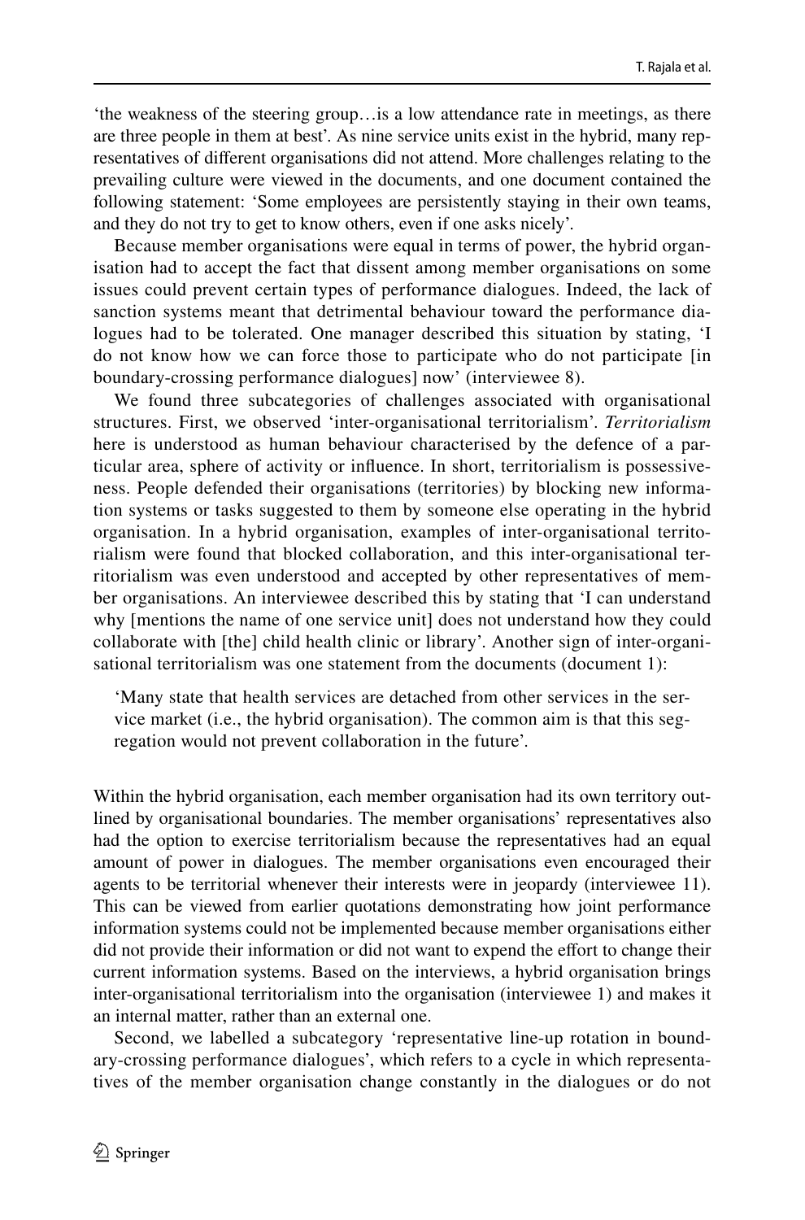'the weakness of the steering group…is a low attendance rate in meetings, as there are three people in them at best'. As nine service units exist in the hybrid, many representatives of different organisations did not attend. More challenges relating to the prevailing culture were viewed in the documents, and one document contained the following statement: 'Some employees are persistently staying in their own teams, and they do not try to get to know others, even if one asks nicely'.

Because member organisations were equal in terms of power, the hybrid organisation had to accept the fact that dissent among member organisations on some issues could prevent certain types of performance dialogues. Indeed, the lack of sanction systems meant that detrimental behaviour toward the performance dialogues had to be tolerated. One manager described this situation by stating, 'I do not know how we can force those to participate who do not participate [in boundary-crossing performance dialogues] now' (interviewee 8).

We found three subcategories of challenges associated with organisational structures. First, we observed 'inter-organisational territorialism'. *Territorialism* here is understood as human behaviour characterised by the defence of a particular area, sphere of activity or influence. In short, territorialism is possessiveness. People defended their organisations (territories) by blocking new information systems or tasks suggested to them by someone else operating in the hybrid organisation. In a hybrid organisation, examples of inter-organisational territorialism were found that blocked collaboration, and this inter-organisational territorialism was even understood and accepted by other representatives of member organisations. An interviewee described this by stating that 'I can understand why [mentions the name of one service unit] does not understand how they could collaborate with [the] child health clinic or library'. Another sign of inter-organisational territorialism was one statement from the documents (document 1):

> 'Many state that health services are detached from other services in the service market (i.e., the hybrid organisation). The common aim is that this segregation would not prevent collaboration in the future'.

Within the hybrid organisation, each member organisation had its own territory outlined by organisational boundaries. The member organisations' representatives also had the option to exercise territorialism because the representatives had an equal amount of power in dialogues. The member organisations even encouraged their agents to be territorial whenever their interests were in jeopardy (interviewee 11). This can be viewed from earlier quotations demonstrating how joint performance information systems could not be implemented because member organisations either did not provide their information or did not want to expend the effort to change their current information systems. Based on the interviews, a hybrid organisation brings inter-organisational territorialism into the organisation (interviewee 1) and makes it an internal matter, rather than an external one.

Second, we labelled a subcategory 'representative line-up rotation in boundary-crossing performance dialogues', which refers to a cycle in which representatives of the member organisation change constantly in the dialogues or do not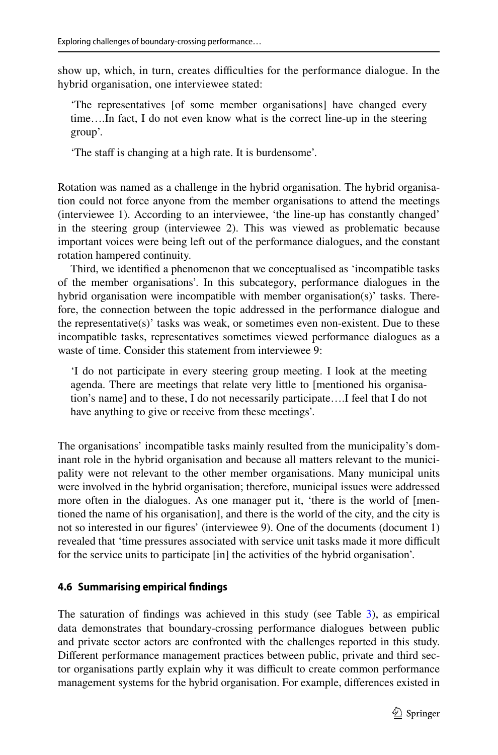show up, which, in turn, creates difficulties for the performance dialogue. In the hybrid organisation, one interviewee stated:

> 'The representatives [of some member organisations] have changed every time….In fact, I do not even know what is the correct line-up in the steering group'.
>
> 'The staff is changing at a high rate. It is burdensome'.

Rotation was named as a challenge in the hybrid organisation. The hybrid organisation could not force anyone from the member organisations to attend the meetings (interviewee 1). According to an interviewee, 'the line-up has constantly changed' in the steering group (interviewee 2). This was viewed as problematic because important voices were being left out of the performance dialogues, and the constant rotation hampered continuity.

Third, we identified a phenomenon that we conceptualised as 'incompatible tasks of the member organisations'. In this subcategory, performance dialogues in the hybrid organisation were incompatible with member organisation(s)' tasks. Therefore, the connection between the topic addressed in the performance dialogue and the representative(s)' tasks was weak, or sometimes even non-existent. Due to these incompatible tasks, representatives sometimes viewed performance dialogues as a waste of time. Consider this statement from interviewee 9:

> 'I do not participate in every steering group meeting. I look at the meeting agenda. There are meetings that relate very little to [mentioned his organisation's name] and to these, I do not necessarily participate….I feel that I do not have anything to give or receive from these meetings'.

The organisations' incompatible tasks mainly resulted from the municipality's dominant role in the hybrid organisation and because all matters relevant to the municipality were not relevant to the other member organisations. Many municipal units were involved in the hybrid organisation; therefore, municipal issues were addressed more often in the dialogues. As one manager put it, 'there is the world of [mentioned the name of his organisation], and there is the world of the city, and the city is not so interested in our figures' (interviewee 9). One of the documents (document 1) revealed that 'time pressures associated with service unit tasks made it more difficult for the service units to participate [in] the activities of the hybrid organisation'.

### 4.6 Summarising empirical findings

The saturation of findings was achieved in this study (see Table 3), as empirical data demonstrates that boundary-crossing performance dialogues between public and private sector actors are confronted with the challenges reported in this study. Different performance management practices between public, private and third sector organisations partly explain why it was difficult to create common performance management systems for the hybrid organisation. For example, differences existed in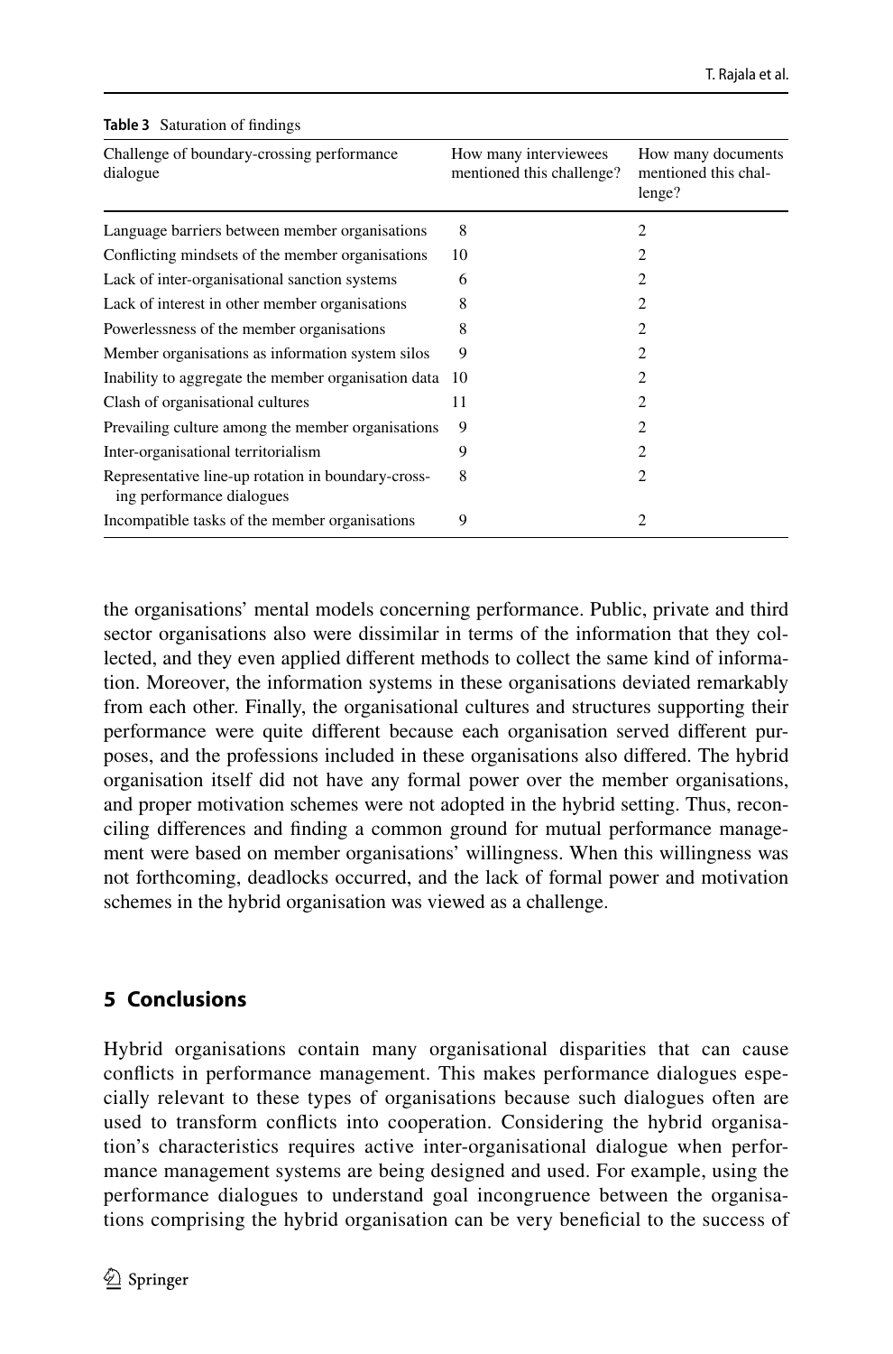**Table 3** Saturation of findings

| Challenge of boundary-crossing performance dialogue | How many interviewees mentioned this challenge? | How many documents mentioned this challenge? |
|---|---|---|
| Language barriers between member organisations | 8 | 2 |
| Conflicting mindsets of the member organisations | 10 | 2 |
| Lack of inter-organisational sanction systems | 6 | 2 |
| Lack of interest in other member organisations | 8 | 2 |
| Powerlessness of the member organisations | 8 | 2 |
| Member organisations as information system silos | 9 | 2 |
| Inability to aggregate the member organisation data | 10 | 2 |
| Clash of organisational cultures | 11 | 2 |
| Prevailing culture among the member organisations | 9 | 2 |
| Inter-organisational territorialism | 9 | 2 |
| Representative line-up rotation in boundary-crossing performance dialogues | 8 | 2 |
| Incompatible tasks of the member organisations | 9 | 2 |

the organisations' mental models concerning performance. Public, private and third sector organisations also were dissimilar in terms of the information that they collected, and they even applied different methods to collect the same kind of information. Moreover, the information systems in these organisations deviated remarkably from each other. Finally, the organisational cultures and structures supporting their performance were quite different because each organisation served different purposes, and the professions included in these organisations also differed. The hybrid organisation itself did not have any formal power over the member organisations, and proper motivation schemes were not adopted in the hybrid setting. Thus, reconciling differences and finding a common ground for mutual performance management were based on member organisations' willingness. When this willingness was not forthcoming, deadlocks occurred, and the lack of formal power and motivation schemes in the hybrid organisation was viewed as a challenge.

## 5 Conclusions

Hybrid organisations contain many organisational disparities that can cause conflicts in performance management. This makes performance dialogues especially relevant to these types of organisations because such dialogues often are used to transform conflicts into cooperation. Considering the hybrid organisation's characteristics requires active inter-organisational dialogue when performance management systems are being designed and used. For example, using the performance dialogues to understand goal incongruence between the organisations comprising the hybrid organisation can be very beneficial to the success of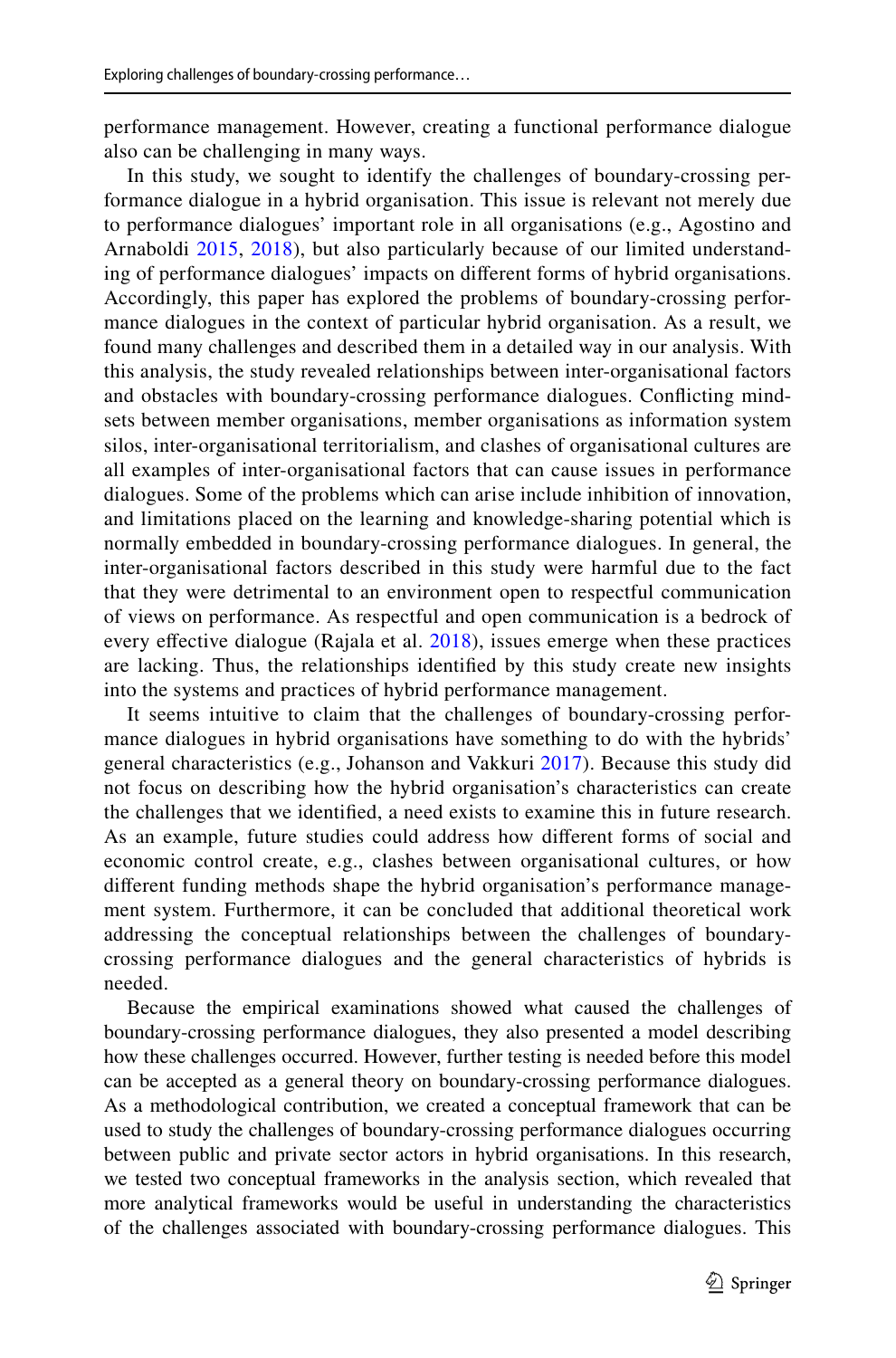performance management. However, creating a functional performance dialogue also can be challenging in many ways.

In this study, we sought to identify the challenges of boundary-crossing performance dialogue in a hybrid organisation. This issue is relevant not merely due to performance dialogues' important role in all organisations (e.g., Agostino and Arnaboldi 2015, 2018), but also particularly because of our limited understanding of performance dialogues' impacts on different forms of hybrid organisations. Accordingly, this paper has explored the problems of boundary-crossing performance dialogues in the context of particular hybrid organisation. As a result, we found many challenges and described them in a detailed way in our analysis. With this analysis, the study revealed relationships between inter-organisational factors and obstacles with boundary-crossing performance dialogues. Conflicting mindsets between member organisations, member organisations as information system silos, inter-organisational territorialism, and clashes of organisational cultures are all examples of inter-organisational factors that can cause issues in performance dialogues. Some of the problems which can arise include inhibition of innovation, and limitations placed on the learning and knowledge-sharing potential which is normally embedded in boundary-crossing performance dialogues. In general, the inter-organisational factors described in this study were harmful due to the fact that they were detrimental to an environment open to respectful communication of views on performance. As respectful and open communication is a bedrock of every effective dialogue (Rajala et al. 2018), issues emerge when these practices are lacking. Thus, the relationships identified by this study create new insights into the systems and practices of hybrid performance management.

It seems intuitive to claim that the challenges of boundary-crossing performance dialogues in hybrid organisations have something to do with the hybrids' general characteristics (e.g., Johanson and Vakkuri 2017). Because this study did not focus on describing how the hybrid organisation's characteristics can create the challenges that we identified, a need exists to examine this in future research. As an example, future studies could address how different forms of social and economic control create, e.g., clashes between organisational cultures, or how different funding methods shape the hybrid organisation's performance management system. Furthermore, it can be concluded that additional theoretical work addressing the conceptual relationships between the challenges of boundary-crossing performance dialogues and the general characteristics of hybrids is needed.

Because the empirical examinations showed what caused the challenges of boundary-crossing performance dialogues, they also presented a model describing how these challenges occurred. However, further testing is needed before this model can be accepted as a general theory on boundary-crossing performance dialogues. As a methodological contribution, we created a conceptual framework that can be used to study the challenges of boundary-crossing performance dialogues occurring between public and private sector actors in hybrid organisations. In this research, we tested two conceptual frameworks in the analysis section, which revealed that more analytical frameworks would be useful in understanding the characteristics of the challenges associated with boundary-crossing performance dialogues. This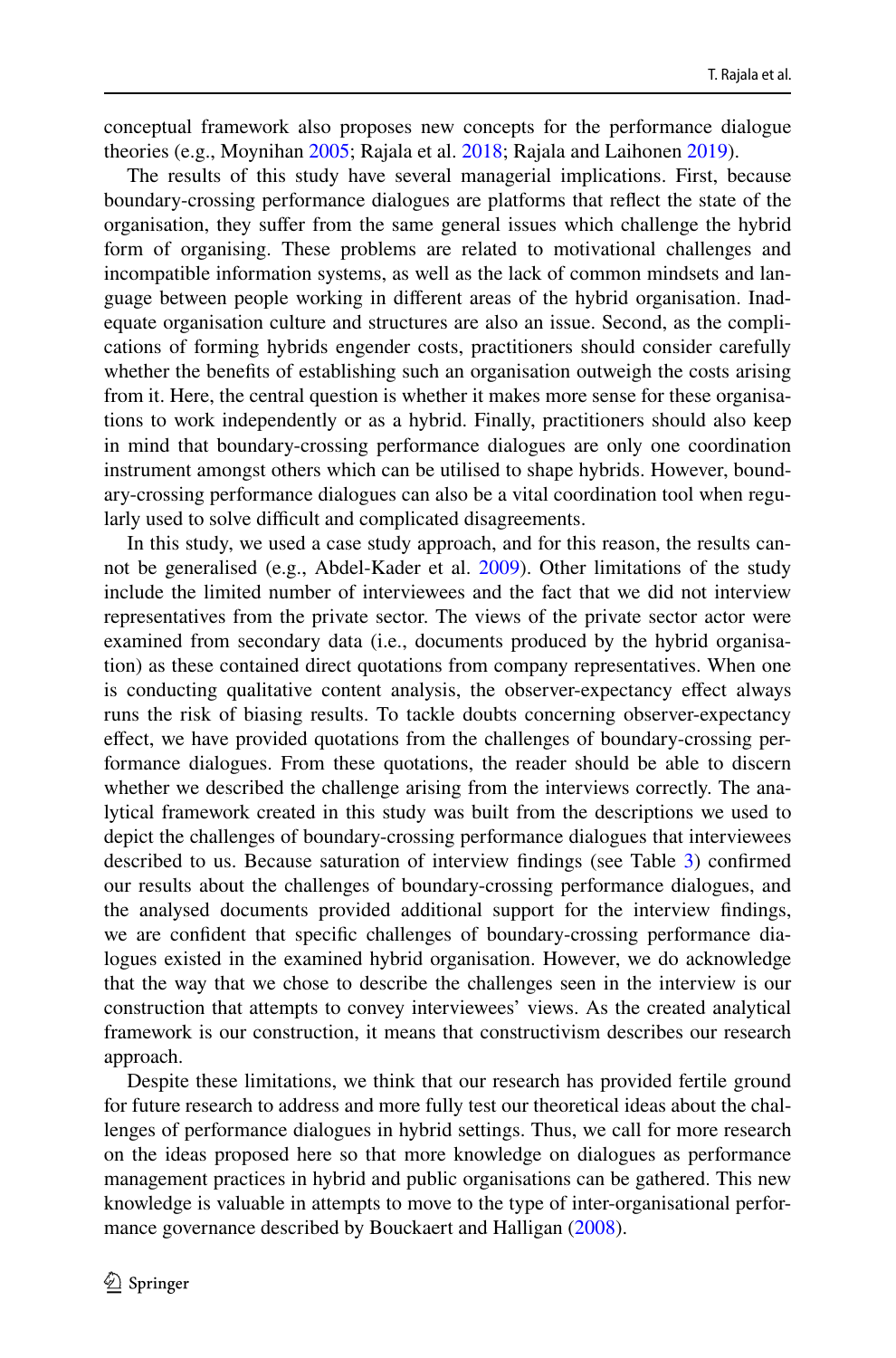conceptual framework also proposes new concepts for the performance dialogue theories (e.g., Moynihan 2005; Rajala et al. 2018; Rajala and Laihonen 2019).

The results of this study have several managerial implications. First, because boundary-crossing performance dialogues are platforms that reflect the state of the organisation, they suffer from the same general issues which challenge the hybrid form of organising. These problems are related to motivational challenges and incompatible information systems, as well as the lack of common mindsets and language between people working in different areas of the hybrid organisation. Inadequate organisation culture and structures are also an issue. Second, as the complications of forming hybrids engender costs, practitioners should consider carefully whether the benefits of establishing such an organisation outweigh the costs arising from it. Here, the central question is whether it makes more sense for these organisations to work independently or as a hybrid. Finally, practitioners should also keep in mind that boundary-crossing performance dialogues are only one coordination instrument amongst others which can be utilised to shape hybrids. However, boundary-crossing performance dialogues can also be a vital coordination tool when regularly used to solve difficult and complicated disagreements.

In this study, we used a case study approach, and for this reason, the results cannot be generalised (e.g., Abdel-Kader et al. 2009). Other limitations of the study include the limited number of interviewees and the fact that we did not interview representatives from the private sector. The views of the private sector actor were examined from secondary data (i.e., documents produced by the hybrid organisation) as these contained direct quotations from company representatives. When one is conducting qualitative content analysis, the observer-expectancy effect always runs the risk of biasing results. To tackle doubts concerning observer-expectancy effect, we have provided quotations from the challenges of boundary-crossing performance dialogues. From these quotations, the reader should be able to discern whether we described the challenge arising from the interviews correctly. The analytical framework created in this study was built from the descriptions we used to depict the challenges of boundary-crossing performance dialogues that interviewees described to us. Because saturation of interview findings (see Table 3) confirmed our results about the challenges of boundary-crossing performance dialogues, and the analysed documents provided additional support for the interview findings, we are confident that specific challenges of boundary-crossing performance dialogues existed in the examined hybrid organisation. However, we do acknowledge that the way that we chose to describe the challenges seen in the interview is our construction that attempts to convey interviewees' views. As the created analytical framework is our construction, it means that constructivism describes our research approach.

Despite these limitations, we think that our research has provided fertile ground for future research to address and more fully test our theoretical ideas about the challenges of performance dialogues in hybrid settings. Thus, we call for more research on the ideas proposed here so that more knowledge on dialogues as performance management practices in hybrid and public organisations can be gathered. This new knowledge is valuable in attempts to move to the type of inter-organisational performance governance described by Bouckaert and Halligan (2008).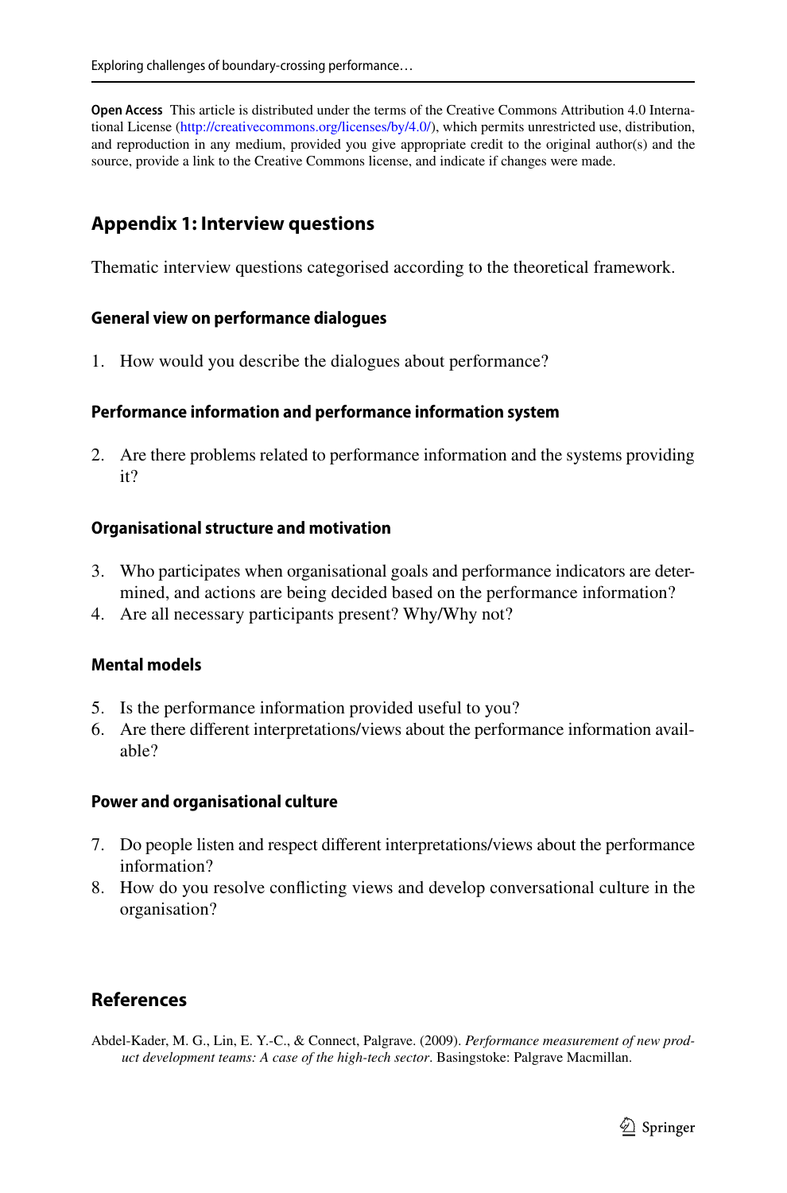**Open Access** This article is distributed under the terms of the Creative Commons Attribution 4.0 International License (http://creativecommons.org/licenses/by/4.0/), which permits unrestricted use, distribution, and reproduction in any medium, provided you give appropriate credit to the original author(s) and the source, provide a link to the Creative Commons license, and indicate if changes were made.

## Appendix 1: Interview questions

Thematic interview questions categorised according to the theoretical framework.

### General view on performance dialogues

1. How would you describe the dialogues about performance?

### Performance information and performance information system

2. Are there problems related to performance information and the systems providing it?

### Organisational structure and motivation

3. Who participates when organisational goals and performance indicators are determined, and actions are being decided based on the performance information?
4. Are all necessary participants present? Why/Why not?

### Mental models

5. Is the performance information provided useful to you?
6. Are there different interpretations/views about the performance information available?

### Power and organisational culture

7. Do people listen and respect different interpretations/views about the performance information?
8. How do you resolve conflicting views and develop conversational culture in the organisation?

## References

Abdel-Kader, M. G., Lin, E. Y.-C., & Connect, Palgrave. (2009). *Performance measurement of new product development teams: A case of the high-tech sector*. Basingstoke: Palgrave Macmillan.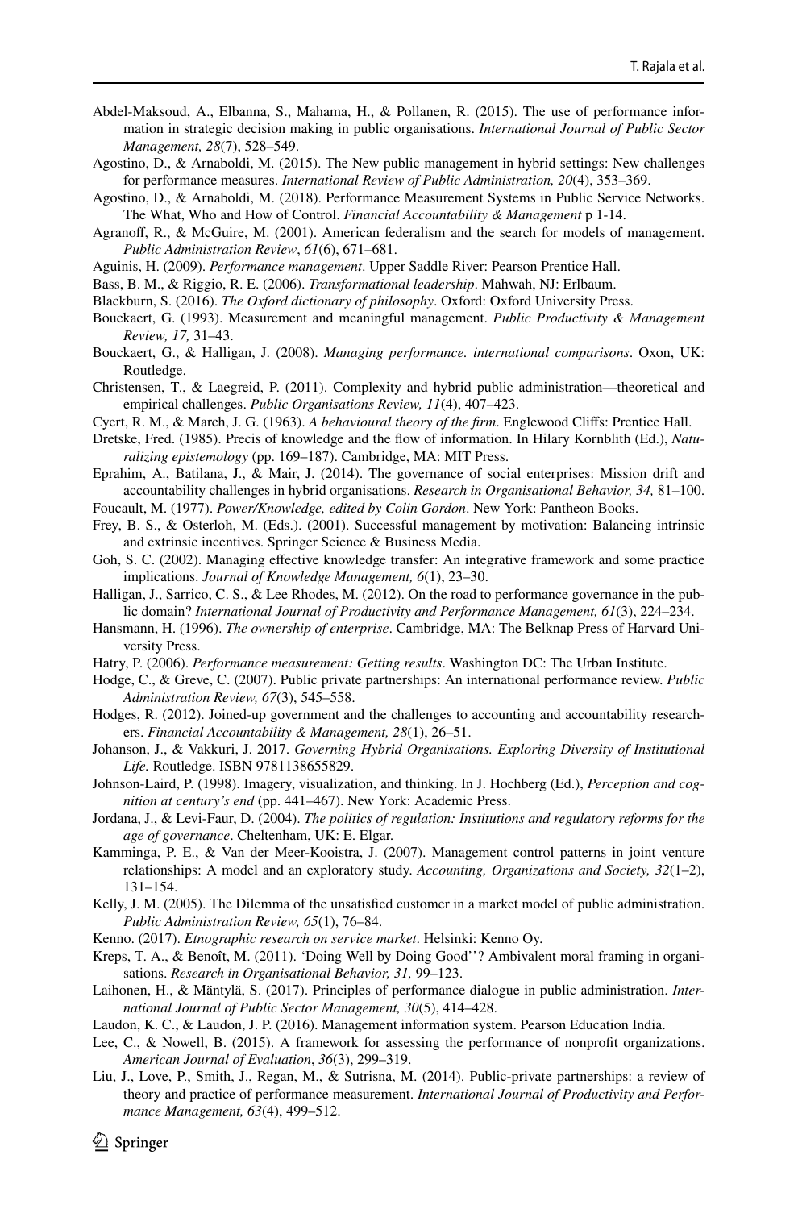Abdel-Maksoud, A., Elbanna, S., Mahama, H., & Pollanen, R. (2015). The use of performance information in strategic decision making in public organisations. *International Journal of Public Sector Management, 28*(7), 528–549.

Agostino, D., & Arnaboldi, M. (2015). The New public management in hybrid settings: New challenges for performance measures. *International Review of Public Administration, 20*(4), 353–369.

Agostino, D., & Arnaboldi, M. (2018). Performance Measurement Systems in Public Service Networks. The What, Who and How of Control. *Financial Accountability & Management* p 1-14.

Agranoff, R., & McGuire, M. (2001). American federalism and the search for models of management. *Public Administration Review*, *61*(6), 671–681.

Aguinis, H. (2009). *Performance management*. Upper Saddle River: Pearson Prentice Hall.

Bass, B. M., & Riggio, R. E. (2006). *Transformational leadership*. Mahwah, NJ: Erlbaum.

Blackburn, S. (2016). *The Oxford dictionary of philosophy*. Oxford: Oxford University Press.

Bouckaert, G. (1993). Measurement and meaningful management. *Public Productivity & Management Review, 17,* 31–43.

Bouckaert, G., & Halligan, J. (2008). *Managing performance. international comparisons*. Oxon, UK: Routledge.

Christensen, T., & Laegreid, P. (2011). Complexity and hybrid public administration—theoretical and empirical challenges. *Public Organisations Review, 11*(4), 407–423.

Cyert, R. M., & March, J. G. (1963). *A behavioural theory of the firm*. Englewood Cliffs: Prentice Hall.

Dretske, Fred. (1985). Precis of knowledge and the flow of information. In Hilary Kornblith (Ed.), *Naturalizing epistemology* (pp. 169–187). Cambridge, MA: MIT Press.

Eprahim, A., Batilana, J., & Mair, J. (2014). The governance of social enterprises: Mission drift and accountability challenges in hybrid organisations. *Research in Organisational Behavior, 34,* 81–100.

Foucault, M. (1977). *Power/Knowledge, edited by Colin Gordon*. New York: Pantheon Books.

Frey, B. S., & Osterloh, M. (Eds.). (2001). Successful management by motivation: Balancing intrinsic and extrinsic incentives. Springer Science & Business Media.

Goh, S. C. (2002). Managing effective knowledge transfer: An integrative framework and some practice implications. *Journal of Knowledge Management, 6*(1), 23–30.

Halligan, J., Sarrico, C. S., & Lee Rhodes, M. (2012). On the road to performance governance in the public domain? *International Journal of Productivity and Performance Management, 61*(3), 224–234.

Hansmann, H. (1996). *The ownership of enterprise*. Cambridge, MA: The Belknap Press of Harvard University Press.

Hatry, P. (2006). *Performance measurement: Getting results*. Washington DC: The Urban Institute.

Hodge, C., & Greve, C. (2007). Public private partnerships: An international performance review. *Public Administration Review, 67*(3), 545–558.

Hodges, R. (2012). Joined-up government and the challenges to accounting and accountability researchers. *Financial Accountability & Management, 28*(1), 26–51.

Johanson, J., & Vakkuri, J. 2017. *Governing Hybrid Organisations. Exploring Diversity of Institutional Life.* Routledge. ISBN 9781138655829.

Johnson-Laird, P. (1998). Imagery, visualization, and thinking. In J. Hochberg (Ed.), *Perception and cognition at century's end* (pp. 441–467). New York: Academic Press.

Jordana, J., & Levi-Faur, D. (2004). *The politics of regulation: Institutions and regulatory reforms for the age of governance*. Cheltenham, UK: E. Elgar.

Kamminga, P. E., & Van der Meer-Kooistra, J. (2007). Management control patterns in joint venture relationships: A model and an exploratory study. *Accounting, Organizations and Society, 32*(1–2), 131–154.

Kelly, J. M. (2005). The Dilemma of the unsatisfied customer in a market model of public administration. *Public Administration Review, 65*(1), 76–84.

Kenno. (2017). *Etnographic research on service market*. Helsinki: Kenno Oy.

Kreps, T. A., & Benoît, M. (2011). 'Doing Well by Doing Good''? Ambivalent moral framing in organisations. *Research in Organisational Behavior, 31,* 99–123.

Laihonen, H., & Mäntylä, S. (2017). Principles of performance dialogue in public administration. *International Journal of Public Sector Management, 30*(5), 414–428.

Laudon, K. C., & Laudon, J. P. (2016). Management information system. Pearson Education India.

Lee, C., & Nowell, B. (2015). A framework for assessing the performance of nonprofit organizations. *American Journal of Evaluation*, *36*(3), 299–319.

Liu, J., Love, P., Smith, J., Regan, M., & Sutrisna, M. (2014). Public-private partnerships: a review of theory and practice of performance measurement. *International Journal of Productivity and Performance Management, 63*(4), 499–512.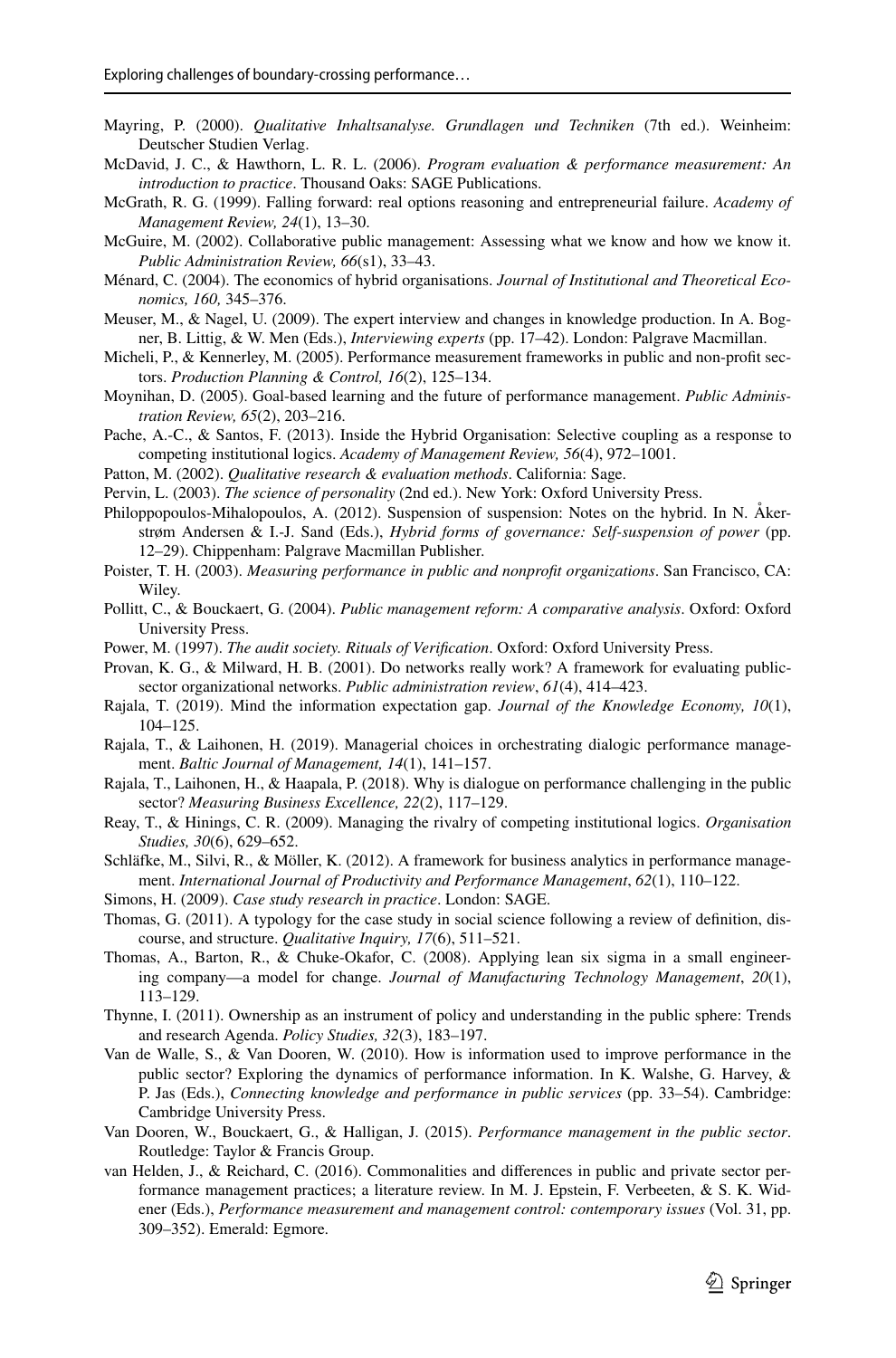Mayring, P. (2000). *Qualitative Inhaltsanalyse. Grundlagen und Techniken* (7th ed.). Weinheim: Deutscher Studien Verlag.

McDavid, J. C., & Hawthorn, L. R. L. (2006). *Program evaluation & performance measurement: An introduction to practice*. Thousand Oaks: SAGE Publications.

McGrath, R. G. (1999). Falling forward: real options reasoning and entrepreneurial failure. *Academy of Management Review, 24*(1), 13–30.

McGuire, M. (2002). Collaborative public management: Assessing what we know and how we know it. *Public Administration Review, 66*(s1), 33–43.

Ménard, C. (2004). The economics of hybrid organisations. *Journal of Institutional and Theoretical Economics, 160,* 345–376.

Meuser, M., & Nagel, U. (2009). The expert interview and changes in knowledge production. In A. Bogner, B. Littig, & W. Men (Eds.), *Interviewing experts* (pp. 17–42). London: Palgrave Macmillan.

Micheli, P., & Kennerley, M. (2005). Performance measurement frameworks in public and non-profit sectors. *Production Planning & Control, 16*(2), 125–134.

Moynihan, D. (2005). Goal-based learning and the future of performance management. *Public Administration Review, 65*(2), 203–216.

Pache, A.-C., & Santos, F. (2013). Inside the Hybrid Organisation: Selective coupling as a response to competing institutional logics. *Academy of Management Review, 56*(4), 972–1001.

Patton, M. (2002). *Qualitative research & evaluation methods*. California: Sage.

Pervin, L. (2003). *The science of personality* (2nd ed.). New York: Oxford University Press.

Philoppopoulos-Mihalopoulos, A. (2012). Suspension of suspension: Notes on the hybrid. In N. Åkerstrøm Andersen & I.-J. Sand (Eds.), *Hybrid forms of governance: Self-suspension of power* (pp. 12–29). Chippenham: Palgrave Macmillan Publisher.

Poister, T. H. (2003). *Measuring performance in public and nonprofit organizations*. San Francisco, CA: Wiley.

Pollitt, C., & Bouckaert, G. (2004). *Public management reform: A comparative analysis*. Oxford: Oxford University Press.

Power, M. (1997). *The audit society. Rituals of Verification*. Oxford: Oxford University Press.

Provan, K. G., & Milward, H. B. (2001). Do networks really work? A framework for evaluating public-sector organizational networks. *Public administration review*, *61*(4), 414–423.

Rajala, T. (2019). Mind the information expectation gap. *Journal of the Knowledge Economy, 10*(1), 104–125.

Rajala, T., & Laihonen, H. (2019). Managerial choices in orchestrating dialogic performance management. *Baltic Journal of Management, 14*(1), 141–157.

Rajala, T., Laihonen, H., & Haapala, P. (2018). Why is dialogue on performance challenging in the public sector? *Measuring Business Excellence, 22*(2), 117–129.

Reay, T., & Hinings, C. R. (2009). Managing the rivalry of competing institutional logics. *Organisation Studies, 30*(6), 629–652.

Schläfke, M., Silvi, R., & Möller, K. (2012). A framework for business analytics in performance management. *International Journal of Productivity and Performance Management*, *62*(1), 110–122.

Simons, H. (2009). *Case study research in practice*. London: SAGE.

Thomas, G. (2011). A typology for the case study in social science following a review of definition, discourse, and structure. *Qualitative Inquiry, 17*(6), 511–521.

Thomas, A., Barton, R., & Chuke-Okafor, C. (2008). Applying lean six sigma in a small engineering company—a model for change. *Journal of Manufacturing Technology Management*, *20*(1), 113–129.

Thynne, I. (2011). Ownership as an instrument of policy and understanding in the public sphere: Trends and research Agenda. *Policy Studies, 32*(3), 183–197.

Van de Walle, S., & Van Dooren, W. (2010). How is information used to improve performance in the public sector? Exploring the dynamics of performance information. In K. Walshe, G. Harvey, & P. Jas (Eds.), *Connecting knowledge and performance in public services* (pp. 33–54). Cambridge: Cambridge University Press.

Van Dooren, W., Bouckaert, G., & Halligan, J. (2015). *Performance management in the public sector*. Routledge: Taylor & Francis Group.

van Helden, J., & Reichard, C. (2016). Commonalities and differences in public and private sector performance management practices; a literature review. In M. J. Epstein, F. Verbeeten, & S. K. Widener (Eds.), *Performance measurement and management control: contemporary issues* (Vol. 31, pp. 309–352). Emerald: Egmore.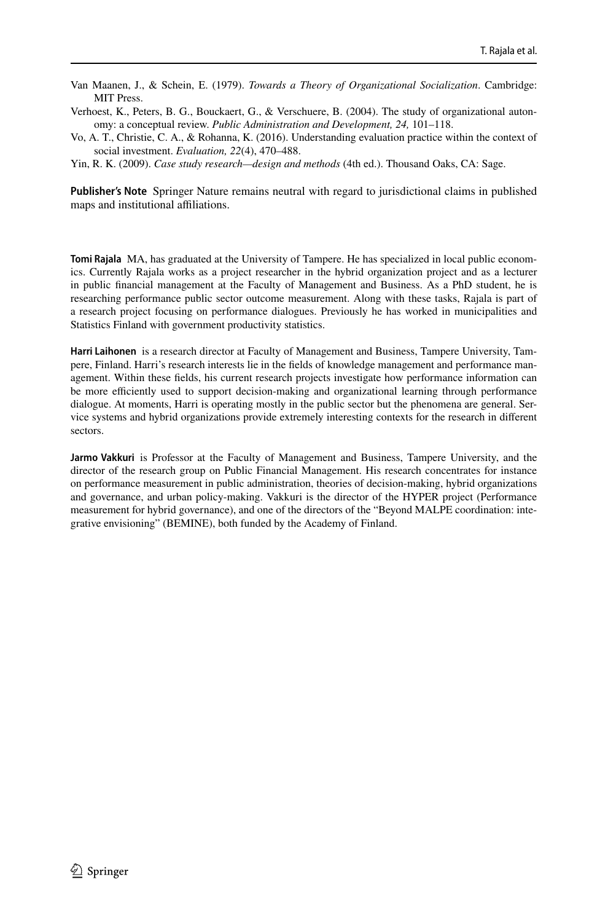Van Maanen, J., & Schein, E. (1979). *Towards a Theory of Organizational Socialization*. Cambridge: MIT Press.

Verhoest, K., Peters, B. G., Bouckaert, G., & Verschuere, B. (2004). The study of organizational autonomy: a conceptual review. *Public Administration and Development, 24,* 101–118.

Vo, A. T., Christie, C. A., & Rohanna, K. (2016). Understanding evaluation practice within the context of social investment. *Evaluation, 22*(4), 470–488.

Yin, R. K. (2009). *Case study research—design and methods* (4th ed.). Thousand Oaks, CA: Sage.

**Publisher's Note** Springer Nature remains neutral with regard to jurisdictional claims in published maps and institutional affiliations.

**Tomi Rajala** MA, has graduated at the University of Tampere. He has specialized in local public economics. Currently Rajala works as a project researcher in the hybrid organization project and as a lecturer in public financial management at the Faculty of Management and Business. As a PhD student, he is researching performance public sector outcome measurement. Along with these tasks, Rajala is part of a research project focusing on performance dialogues. Previously he has worked in municipalities and Statistics Finland with government productivity statistics.

**Harri Laihonen** is a research director at Faculty of Management and Business, Tampere University, Tampere, Finland. Harri's research interests lie in the fields of knowledge management and performance management. Within these fields, his current research projects investigate how performance information can be more efficiently used to support decision-making and organizational learning through performance dialogue. At moments, Harri is operating mostly in the public sector but the phenomena are general. Service systems and hybrid organizations provide extremely interesting contexts for the research in different sectors.

**Jarmo Vakkuri** is Professor at the Faculty of Management and Business, Tampere University, and the director of the research group on Public Financial Management. His research concentrates for instance on performance measurement in public administration, theories of decision-making, hybrid organizations and governance, and urban policy-making. Vakkuri is the director of the HYPER project (Performance measurement for hybrid governance), and one of the directors of the "Beyond MALPE coordination: integrative envisioning" (BEMINE), both funded by the Academy of Finland.